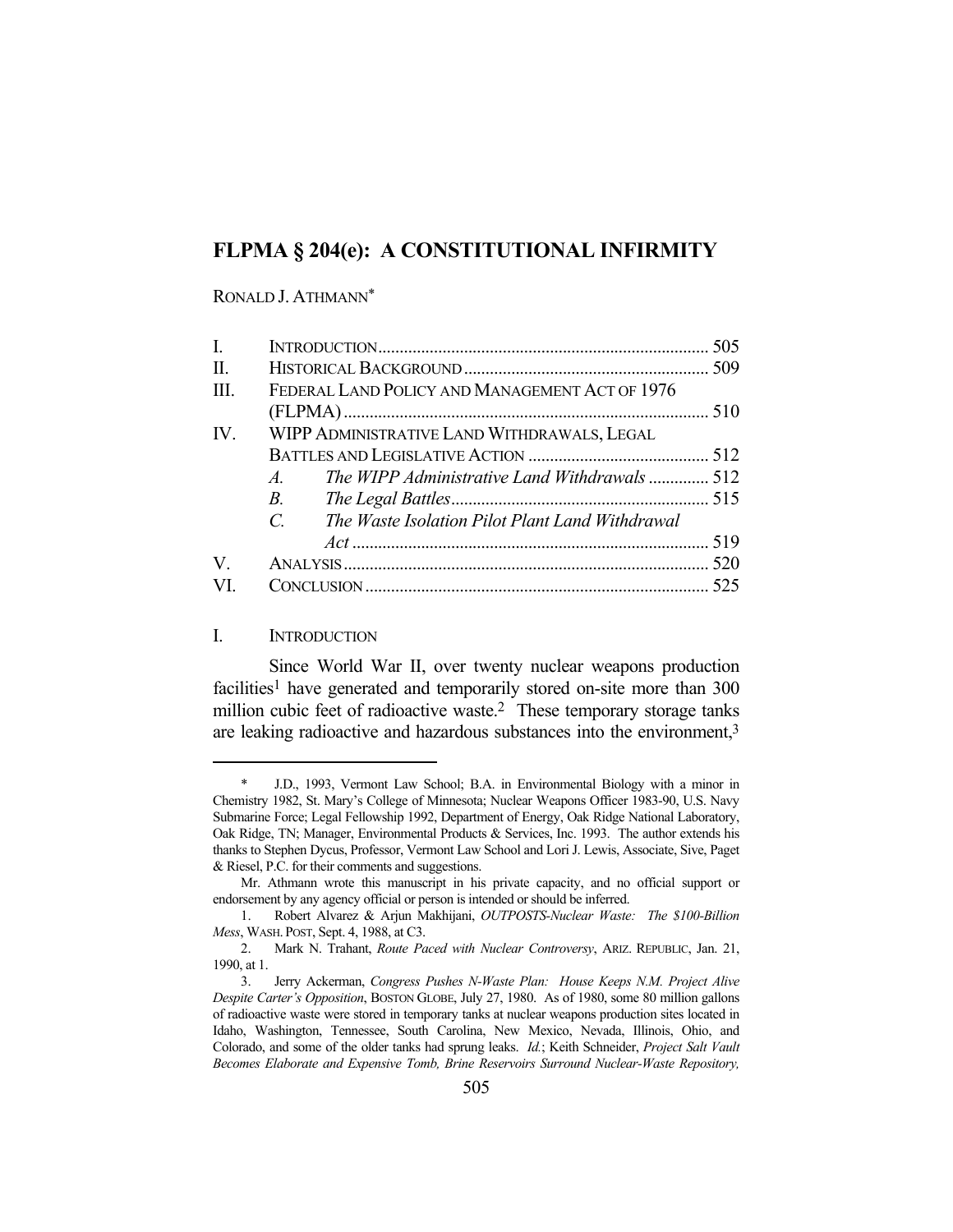# FLPMA § 204(e): A CONSTITUTIONAL INFIRMITY

RONALD J. ATHMANN*

| | | |
|---|---|---|
| I. | INTRODUCTION | 505 |
| II. | HISTORICAL BACKGROUND | 509 |
| III. | FEDERAL LAND POLICY AND MANAGEMENT ACT OF 1976 (FLPMA) | 510 |
| IV. | WIPP ADMINISTRATIVE LAND WITHDRAWALS, LEGAL BATTLES AND LEGISLATIVE ACTION | 512 |
| | *A. The WIPP Administrative Land Withdrawals* | 512 |
| | *B. The Legal Battles* | 515 |
| | *C. The Waste Isolation Pilot Plant Land Withdrawal Act* | 519 |
| V. | ANALYSIS | 520 |
| VI. | CONCLUSION | 525 |

## I. INTRODUCTION

Since World War II, over twenty nuclear weapons production facilities[1] have generated and temporarily stored on-site more than 300 million cubic feet of radioactive waste.[2] These temporary storage tanks are leaking radioactive and hazardous substances into the environment,[3]

---

\* J.D., 1993, Vermont Law School; B.A. in Environmental Biology with a minor in Chemistry 1982, St. Mary's College of Minnesota; Nuclear Weapons Officer 1983-90, U.S. Navy Submarine Force; Legal Fellowship 1992, Department of Energy, Oak Ridge National Laboratory, Oak Ridge, TN; Manager, Environmental Products & Services, Inc. 1993. The author extends his thanks to Stephen Dycus, Professor, Vermont Law School and Lori J. Lewis, Associate, Sive, Paget & Riesel, P.C. for their comments and suggestions.

Mr. Athmann wrote this manuscript in his private capacity, and no official support or endorsement by any agency official or person is intended or should be inferred.

1. Robert Alvarez & Arjun Makhijani, *OUTPOSTS-Nuclear Waste: The $100-Billion Mess*, WASH. POST, Sept. 4, 1988, at C3.

2. Mark N. Trahant, *Route Paced with Nuclear Controversy*, ARIZ. REPUBLIC, Jan. 21, 1990, at 1.

3. Jerry Ackerman, *Congress Pushes N-Waste Plan: House Keeps N.M. Project Alive Despite Carter's Opposition*, BOSTON GLOBE, July 27, 1980. As of 1980, some 80 million gallons of radioactive waste were stored in temporary tanks at nuclear weapons production sites located in Idaho, Washington, Tennessee, South Carolina, New Mexico, Nevada, Illinois, Ohio, and Colorado, and some of the older tanks had sprung leaks. *Id.*; Keith Schneider, *Project Salt Vault Becomes Elaborate and Expensive Tomb, Brine Reservoirs Surround Nuclear-Waste Repository,*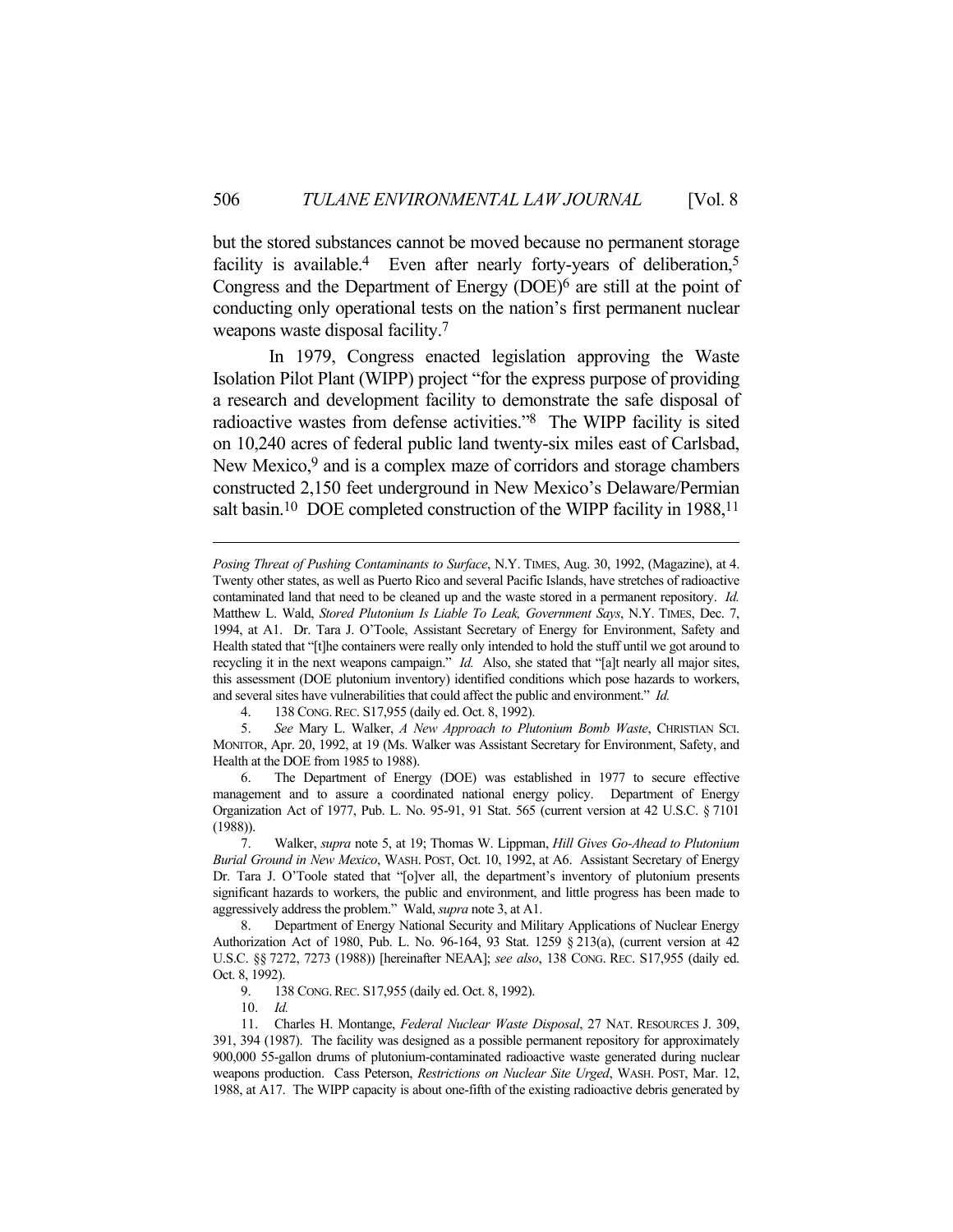but the stored substances cannot be moved because no permanent storage facility is available.[4] Even after nearly forty-years of deliberation,[5] Congress and the Department of Energy (DOE)[6] are still at the point of conducting only operational tests on the nation's first permanent nuclear weapons waste disposal facility.[7]

In 1979, Congress enacted legislation approving the Waste Isolation Pilot Plant (WIPP) project "for the express purpose of providing a research and development facility to demonstrate the safe disposal of radioactive wastes from defense activities."[8] The WIPP facility is sited on 10,240 acres of federal public land twenty-six miles east of Carlsbad, New Mexico,[9] and is a complex maze of corridors and storage chambers constructed 2,150 feet underground in New Mexico's Delaware/Permian salt basin.[10] DOE completed construction of the WIPP facility in 1988,[11]

---

*Posing Threat of Pushing Contaminants to Surface*, N.Y. TIMES, Aug. 30, 1992, (Magazine), at 4. Twenty other states, as well as Puerto Rico and several Pacific Islands, have stretches of radioactive contaminated land that need to be cleaned up and the waste stored in a permanent repository. *Id.* Matthew L. Wald, *Stored Plutonium Is Liable To Leak, Government Says*, N.Y. TIMES, Dec. 7, 1994, at A1. Dr. Tara J. O'Toole, Assistant Secretary of Energy for Environment, Safety and Health stated that "[t]he containers were really only intended to hold the stuff until we got around to recycling it in the next weapons campaign." *Id.* Also, she stated that "[a]t nearly all major sites, this assessment (DOE plutonium inventory) identified conditions which pose hazards to workers, and several sites have vulnerabilities that could affect the public and environment." *Id.*

4. 138 CONG. REC. S17,955 (daily ed. Oct. 8, 1992).

5. *See* Mary L. Walker, *A New Approach to Plutonium Bomb Waste*, CHRISTIAN SCI. MONITOR, Apr. 20, 1992, at 19 (Ms. Walker was Assistant Secretary for Environment, Safety, and Health at the DOE from 1985 to 1988).

6. The Department of Energy (DOE) was established in 1977 to secure effective management and to assure a coordinated national energy policy. Department of Energy Organization Act of 1977, Pub. L. No. 95-91, 91 Stat. 565 (current version at 42 U.S.C. § 7101 (1988)).

7. Walker, *supra* note 5, at 19; Thomas W. Lippman, *Hill Gives Go-Ahead to Plutonium Burial Ground in New Mexico*, WASH. POST, Oct. 10, 1992, at A6. Assistant Secretary of Energy Dr. Tara J. O'Toole stated that "[o]ver all, the department's inventory of plutonium presents significant hazards to workers, the public and environment, and little progress has been made to aggressively address the problem." Wald, *supra* note 3, at A1.

8. Department of Energy National Security and Military Applications of Nuclear Energy Authorization Act of 1980, Pub. L. No. 96-164, 93 Stat. 1259 § 213(a), (current version at 42 U.S.C. §§ 7272, 7273 (1988)) [hereinafter NEAA]; *see also*, 138 CONG. REC. S17,955 (daily ed. Oct. 8, 1992).

9. 138 CONG. REC. S17,955 (daily ed. Oct. 8, 1992).

10. *Id.*

11. Charles H. Montange, *Federal Nuclear Waste Disposal*, 27 NAT. RESOURCES J. 309, 391, 394 (1987). The facility was designed as a possible permanent repository for approximately 900,000 55-gallon drums of plutonium-contaminated radioactive waste generated during nuclear weapons production. Cass Peterson, *Restrictions on Nuclear Site Urged*, WASH. POST, Mar. 12, 1988, at A17. The WIPP capacity is about one-fifth of the existing radioactive debris generated by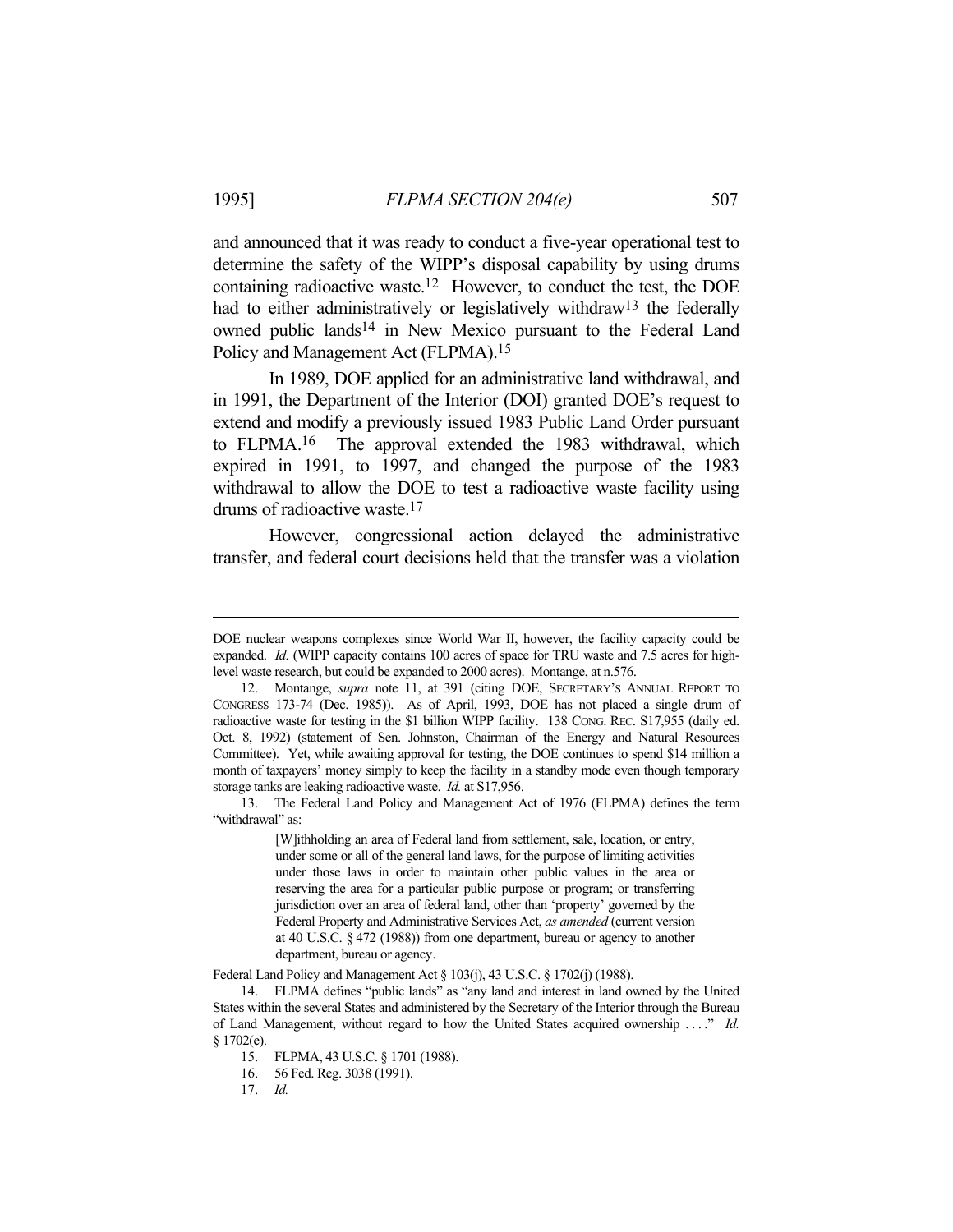and announced that it was ready to conduct a five-year operational test to determine the safety of the WIPP's disposal capability by using drums containing radioactive waste.[12] However, to conduct the test, the DOE had to either administratively or legislatively withdraw[13] the federally owned public lands[14] in New Mexico pursuant to the Federal Land Policy and Management Act (FLPMA).[15]

In 1989, DOE applied for an administrative land withdrawal, and in 1991, the Department of the Interior (DOI) granted DOE's request to extend and modify a previously issued 1983 Public Land Order pursuant to FLPMA.[16] The approval extended the 1983 withdrawal, which expired in 1991, to 1997, and changed the purpose of the 1983 withdrawal to allow the DOE to test a radioactive waste facility using drums of radioactive waste.[17]

However, congressional action delayed the administrative transfer, and federal court decisions held that the transfer was a violation

---

DOE nuclear weapons complexes since World War II, however, the facility capacity could be expanded. *Id.* (WIPP capacity contains 100 acres of space for TRU waste and 7.5 acres for high-level waste research, but could be expanded to 2000 acres). Montange, at n.576.

12. Montange, *supra* note 11, at 391 (citing DOE, SECRETARY'S ANNUAL REPORT TO CONGRESS 173-74 (Dec. 1985)). As of April, 1993, DOE has not placed a single drum of radioactive waste for testing in the $1 billion WIPP facility. 138 CONG. REC. S17,955 (daily ed. Oct. 8, 1992) (statement of Sen. Johnston, Chairman of the Energy and Natural Resources Committee). Yet, while awaiting approval for testing, the DOE continues to spend $14 million a month of taxpayers' money simply to keep the facility in a standby mode even though temporary storage tanks are leaking radioactive waste. *Id.* at S17,956.

13. The Federal Land Policy and Management Act of 1976 (FLPMA) defines the term "withdrawal" as:

> [W]ithholding an area of Federal land from settlement, sale, location, or entry, under some or all of the general land laws, for the purpose of limiting activities under those laws in order to maintain other public values in the area or reserving the area for a particular public purpose or program; or transferring jurisdiction over an area of federal land, other than 'property' governed by the Federal Property and Administrative Services Act, *as amended* (current version at 40 U.S.C. § 472 (1988)) from one department, bureau or agency to another department, bureau or agency.

Federal Land Policy and Management Act § 103(j), 43 U.S.C. § 1702(j) (1988).

14. FLPMA defines "public lands" as "any land and interest in land owned by the United States within the several States and administered by the Secretary of the Interior through the Bureau of Land Management, without regard to how the United States acquired ownership . . . ." *Id.* § 1702(e).

15. FLPMA, 43 U.S.C. § 1701 (1988).

16. 56 Fed. Reg. 3038 (1991).

17. *Id.*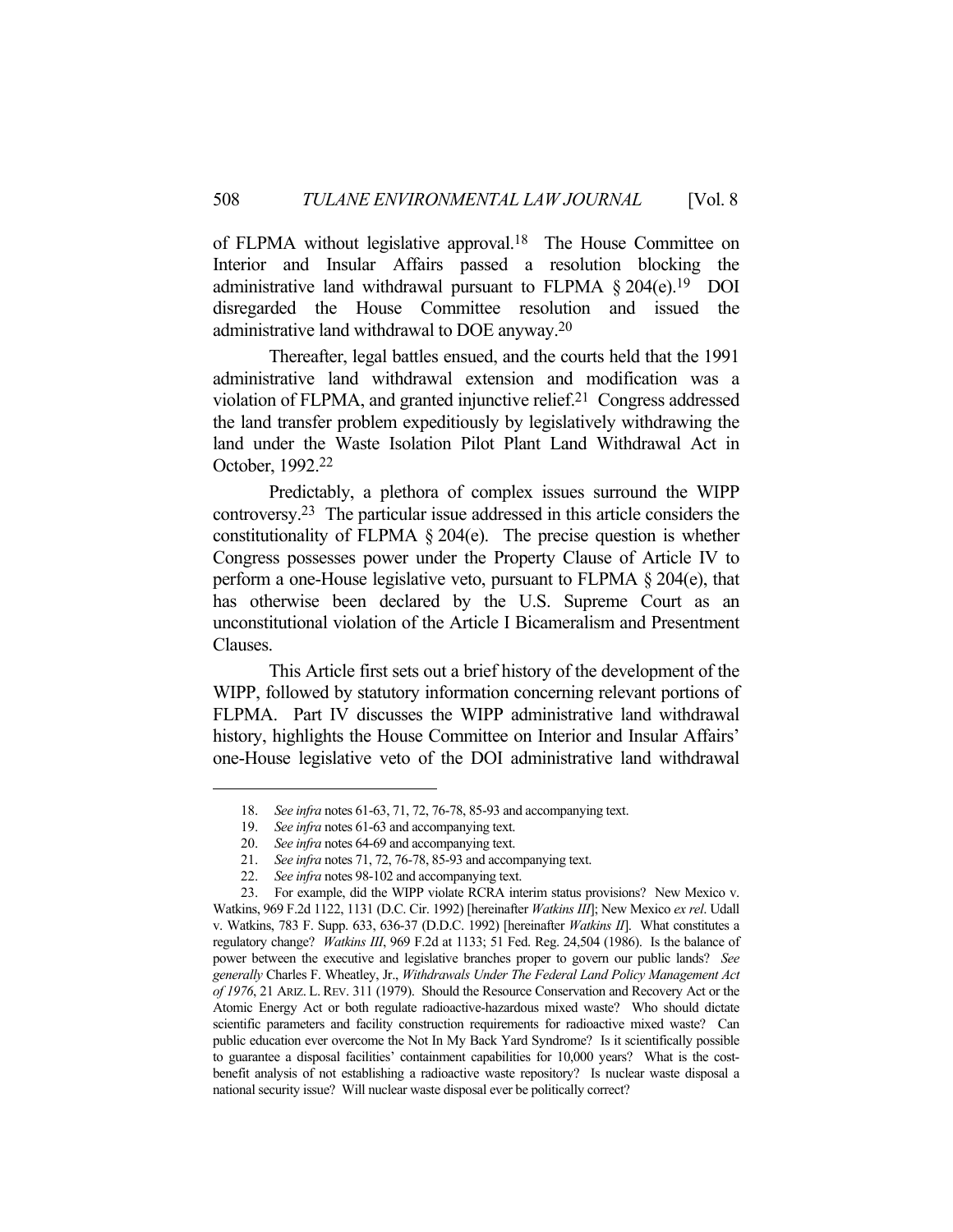of FLPMA without legislative approval.[18] The House Committee on Interior and Insular Affairs passed a resolution blocking the administrative land withdrawal pursuant to FLPMA § 204(e).[19] DOI disregarded the House Committee resolution and issued the administrative land withdrawal to DOE anyway.[20]

Thereafter, legal battles ensued, and the courts held that the 1991 administrative land withdrawal extension and modification was a violation of FLPMA, and granted injunctive relief.[21] Congress addressed the land transfer problem expeditiously by legislatively withdrawing the land under the Waste Isolation Pilot Plant Land Withdrawal Act in October, 1992.[22]

Predictably, a plethora of complex issues surround the WIPP controversy.[23] The particular issue addressed in this article considers the constitutionality of FLPMA § 204(e). The precise question is whether Congress possesses power under the Property Clause of Article IV to perform a one-House legislative veto, pursuant to FLPMA § 204(e), that has otherwise been declared by the U.S. Supreme Court as an unconstitutional violation of the Article I Bicameralism and Presentment Clauses.

This Article first sets out a brief history of the development of the WIPP, followed by statutory information concerning relevant portions of FLPMA. Part IV discusses the WIPP administrative land withdrawal history, highlights the House Committee on Interior and Insular Affairs' one-House legislative veto of the DOI administrative land withdrawal

---

18. *See infra* notes 61-63, 71, 72, 76-78, 85-93 and accompanying text.

19. *See infra* notes 61-63 and accompanying text.

20. *See infra* notes 64-69 and accompanying text.

21. *See infra* notes 71, 72, 76-78, 85-93 and accompanying text.

22. *See infra* notes 98-102 and accompanying text.

23. For example, did the WIPP violate RCRA interim status provisions? New Mexico v. Watkins, 969 F.2d 1122, 1131 (D.C. Cir. 1992) [hereinafter *Watkins III*]; New Mexico *ex rel*. Udall v. Watkins, 783 F. Supp. 633, 636-37 (D.D.C. 1992) [hereinafter *Watkins II*]. What constitutes a regulatory change? *Watkins III*, 969 F.2d at 1133; 51 Fed. Reg. 24,504 (1986). Is the balance of power between the executive and legislative branches proper to govern our public lands? *See generally* Charles F. Wheatley, Jr., *Withdrawals Under The Federal Land Policy Management Act of 1976*, 21 ARIZ. L. REV. 311 (1979). Should the Resource Conservation and Recovery Act or the Atomic Energy Act or both regulate radioactive-hazardous mixed waste? Who should dictate scientific parameters and facility construction requirements for radioactive mixed waste? Can public education ever overcome the Not In My Back Yard Syndrome? Is it scientifically possible to guarantee a disposal facilities' containment capabilities for 10,000 years? What is the cost-benefit analysis of not establishing a radioactive waste repository? Is nuclear waste disposal a national security issue? Will nuclear waste disposal ever be politically correct?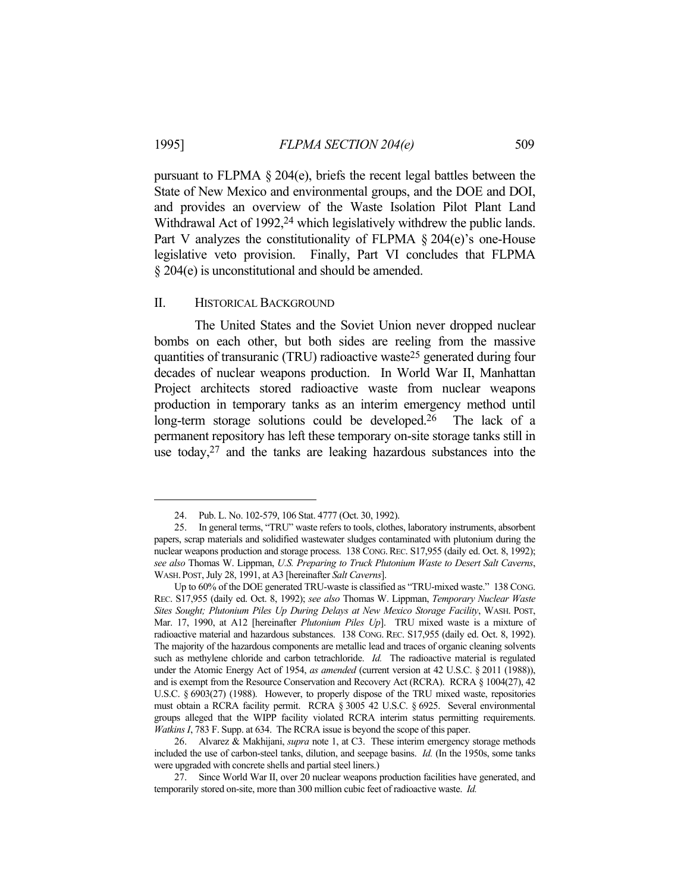pursuant to FLPMA § 204(e), briefs the recent legal battles between the State of New Mexico and environmental groups, and the DOE and DOI, and provides an overview of the Waste Isolation Pilot Plant Land Withdrawal Act of 1992,[24] which legislatively withdrew the public lands. Part V analyzes the constitutionality of FLPMA § 204(e)'s one-House legislative veto provision. Finally, Part VI concludes that FLPMA § 204(e) is unconstitutional and should be amended.

## II. HISTORICAL BACKGROUND

The United States and the Soviet Union never dropped nuclear bombs on each other, but both sides are reeling from the massive quantities of transuranic (TRU) radioactive waste[25] generated during four decades of nuclear weapons production. In World War II, Manhattan Project architects stored radioactive waste from nuclear weapons production in temporary tanks as an interim emergency method until long-term storage solutions could be developed.[26] The lack of a permanent repository has left these temporary on-site storage tanks still in use today,[27] and the tanks are leaking hazardous substances into the

---

24. Pub. L. No. 102-579, 106 Stat. 4777 (Oct. 30, 1992).

25. In general terms, "TRU" waste refers to tools, clothes, laboratory instruments, absorbent papers, scrap materials and solidified wastewater sludges contaminated with plutonium during the nuclear weapons production and storage process. 138 CONG. REC. S17,955 (daily ed. Oct. 8, 1992); *see also* Thomas W. Lippman, *U.S. Preparing to Truck Plutonium Waste to Desert Salt Caverns*, WASH. POST, July 28, 1991, at A3 [hereinafter *Salt Caverns*].

Up to 60% of the DOE generated TRU-waste is classified as "TRU-mixed waste." 138 CONG. REC. S17,955 (daily ed. Oct. 8, 1992); *see also* Thomas W. Lippman, *Temporary Nuclear Waste Sites Sought; Plutonium Piles Up During Delays at New Mexico Storage Facility*, WASH. POST, Mar. 17, 1990, at A12 [hereinafter *Plutonium Piles Up*]. TRU mixed waste is a mixture of radioactive material and hazardous substances. 138 CONG. REC. S17,955 (daily ed. Oct. 8, 1992). The majority of the hazardous components are metallic lead and traces of organic cleaning solvents such as methylene chloride and carbon tetrachloride. *Id.* The radioactive material is regulated under the Atomic Energy Act of 1954, *as amended* (current version at 42 U.S.C. § 2011 (1988)), and is exempt from the Resource Conservation and Recovery Act (RCRA). RCRA § 1004(27), 42 U.S.C. § 6903(27) (1988). However, to properly dispose of the TRU mixed waste, repositories must obtain a RCRA facility permit. RCRA § 3005 42 U.S.C. § 6925. Several environmental groups alleged that the WIPP facility violated RCRA interim status permitting requirements. *Watkins I*, 783 F. Supp. at 634. The RCRA issue is beyond the scope of this paper.

26. Alvarez & Makhijani, *supra* note 1, at C3. These interim emergency storage methods included the use of carbon-steel tanks, dilution, and seepage basins. *Id.* (In the 1950s, some tanks were upgraded with concrete shells and partial steel liners.)

27. Since World War II, over 20 nuclear weapons production facilities have generated, and temporarily stored on-site, more than 300 million cubic feet of radioactive waste. *Id.*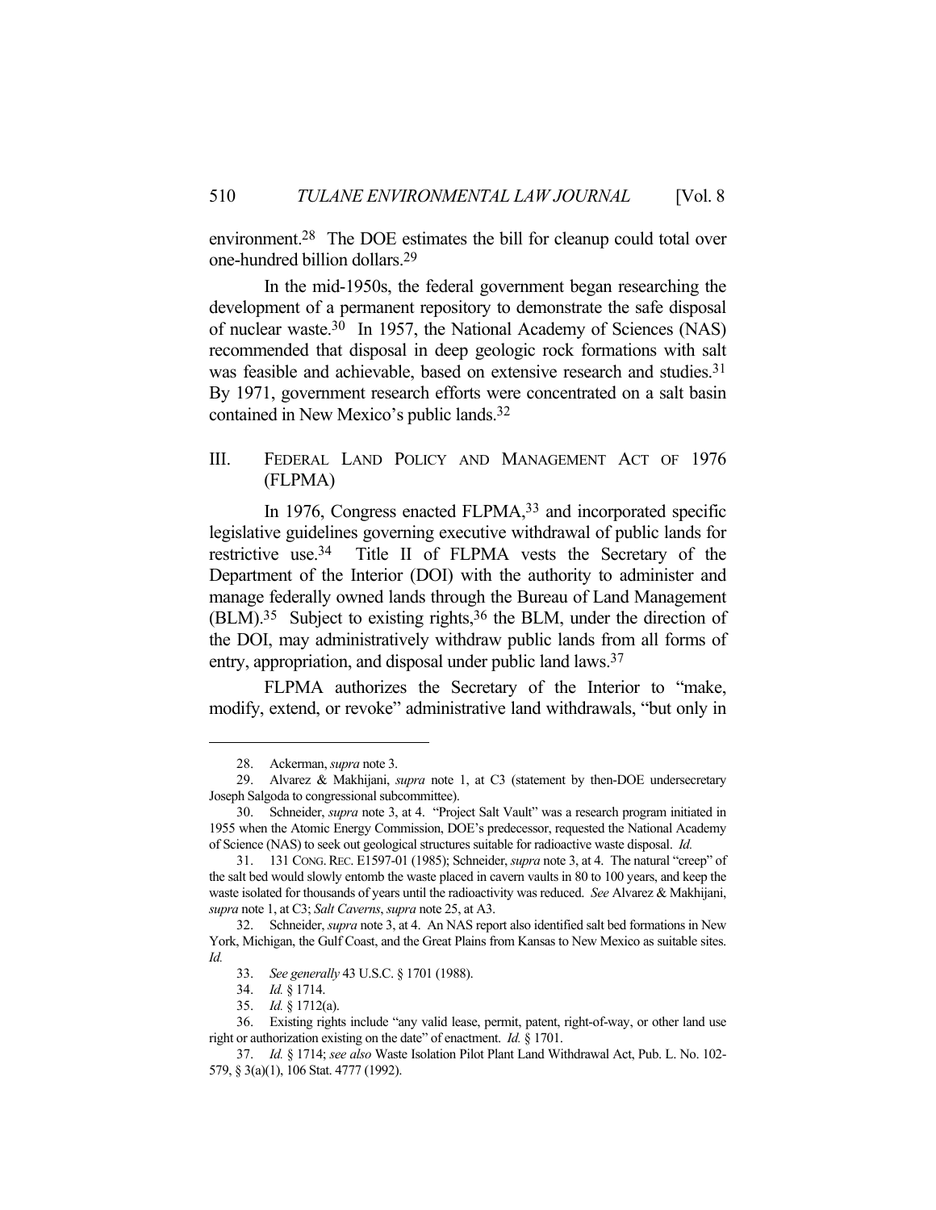environment.[28] The DOE estimates the bill for cleanup could total over one-hundred billion dollars.[29]

In the mid-1950s, the federal government began researching the development of a permanent repository to demonstrate the safe disposal of nuclear waste.[30] In 1957, the National Academy of Sciences (NAS) recommended that disposal in deep geologic rock formations with salt was feasible and achievable, based on extensive research and studies.[31] By 1971, government research efforts were concentrated on a salt basin contained in New Mexico's public lands.[32]

## III. FEDERAL LAND POLICY AND MANAGEMENT ACT OF 1976 (FLPMA)

In 1976, Congress enacted FLPMA,[33] and incorporated specific legislative guidelines governing executive withdrawal of public lands for restrictive use.[34] Title II of FLPMA vests the Secretary of the Department of the Interior (DOI) with the authority to administer and manage federally owned lands through the Bureau of Land Management (BLM).[35] Subject to existing rights,[36] the BLM, under the direction of the DOI, may administratively withdraw public lands from all forms of entry, appropriation, and disposal under public land laws.[37]

FLPMA authorizes the Secretary of the Interior to "make, modify, extend, or revoke" administrative land withdrawals, "but only in

---

28. Ackerman, *supra* note 3.

29. Alvarez & Makhijani, *supra* note 1, at C3 (statement by then-DOE undersecretary Joseph Salgoda to congressional subcommittee).

30. Schneider, *supra* note 3, at 4. "Project Salt Vault" was a research program initiated in 1955 when the Atomic Energy Commission, DOE's predecessor, requested the National Academy of Science (NAS) to seek out geological structures suitable for radioactive waste disposal. *Id.*

31. 131 CONG. REC. E1597-01 (1985); Schneider, *supra* note 3, at 4. The natural "creep" of the salt bed would slowly entomb the waste placed in cavern vaults in 80 to 100 years, and keep the waste isolated for thousands of years until the radioactivity was reduced. *See* Alvarez & Makhijani, *supra* note 1, at C3; *Salt Caverns*, *supra* note 25, at A3.

32. Schneider, *supra* note 3, at 4. An NAS report also identified salt bed formations in New York, Michigan, the Gulf Coast, and the Great Plains from Kansas to New Mexico as suitable sites. *Id.*

33. *See generally* 43 U.S.C. § 1701 (1988).

34. *Id.* § 1714.

35. *Id.* § 1712(a).

36. Existing rights include "any valid lease, permit, patent, right-of-way, or other land use right or authorization existing on the date" of enactment. *Id.* § 1701.

37. *Id.* § 1714; *see also* Waste Isolation Pilot Plant Land Withdrawal Act, Pub. L. No. 102-579, § 3(a)(1), 106 Stat. 4777 (1992).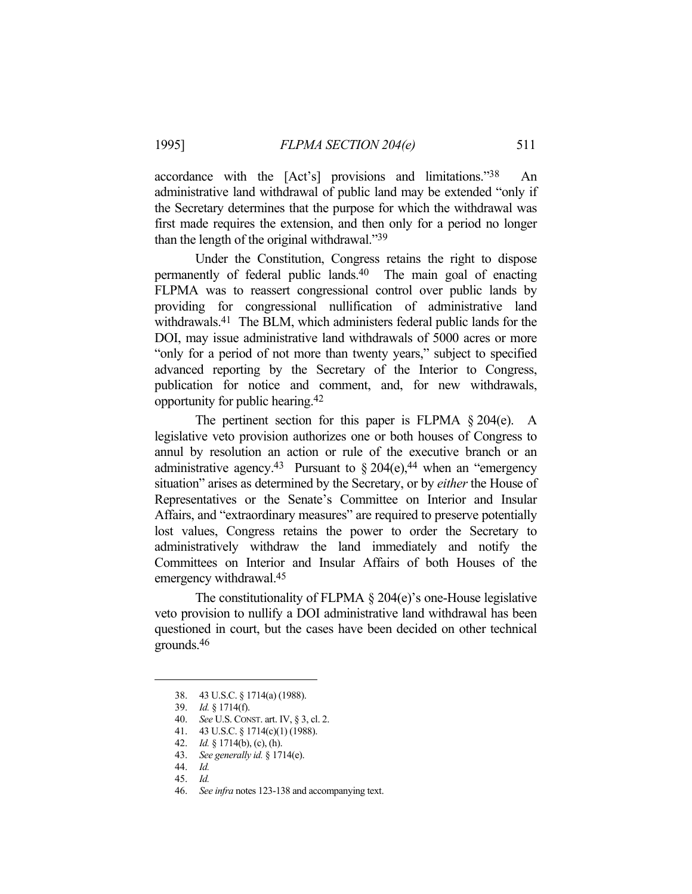accordance with the [Act's] provisions and limitations."[38] An administrative land withdrawal of public land may be extended "only if the Secretary determines that the purpose for which the withdrawal was first made requires the extension, and then only for a period no longer than the length of the original withdrawal."[39]

Under the Constitution, Congress retains the right to dispose permanently of federal public lands.[40] The main goal of enacting FLPMA was to reassert congressional control over public lands by providing for congressional nullification of administrative land withdrawals.[41] The BLM, which administers federal public lands for the DOI, may issue administrative land withdrawals of 5000 acres or more "only for a period of not more than twenty years," subject to specified advanced reporting by the Secretary of the Interior to Congress, publication for notice and comment, and, for new withdrawals, opportunity for public hearing.[42]

The pertinent section for this paper is FLPMA § 204(e). A legislative veto provision authorizes one or both houses of Congress to annul by resolution an action or rule of the executive branch or an administrative agency.[43] Pursuant to § 204(e),[44] when an "emergency situation" arises as determined by the Secretary, or by *either* the House of Representatives or the Senate's Committee on Interior and Insular Affairs, and "extraordinary measures" are required to preserve potentially lost values, Congress retains the power to order the Secretary to administratively withdraw the land immediately and notify the Committees on Interior and Insular Affairs of both Houses of the emergency withdrawal.[45]

The constitutionality of FLPMA § 204(e)'s one-House legislative veto provision to nullify a DOI administrative land withdrawal has been questioned in court, but the cases have been decided on other technical grounds.[46]

---

38. 43 U.S.C. § 1714(a) (1988).
39. *Id.* § 1714(f).
40. *See* U.S. CONST. art. IV, § 3, cl. 2.
41. 43 U.S.C. § 1714(c)(1) (1988).
42. *Id.* § 1714(b), (c), (h).
43. *See generally id.* § 1714(e).
44. *Id.*
45. *Id.*
46. *See infra* notes 123-138 and accompanying text.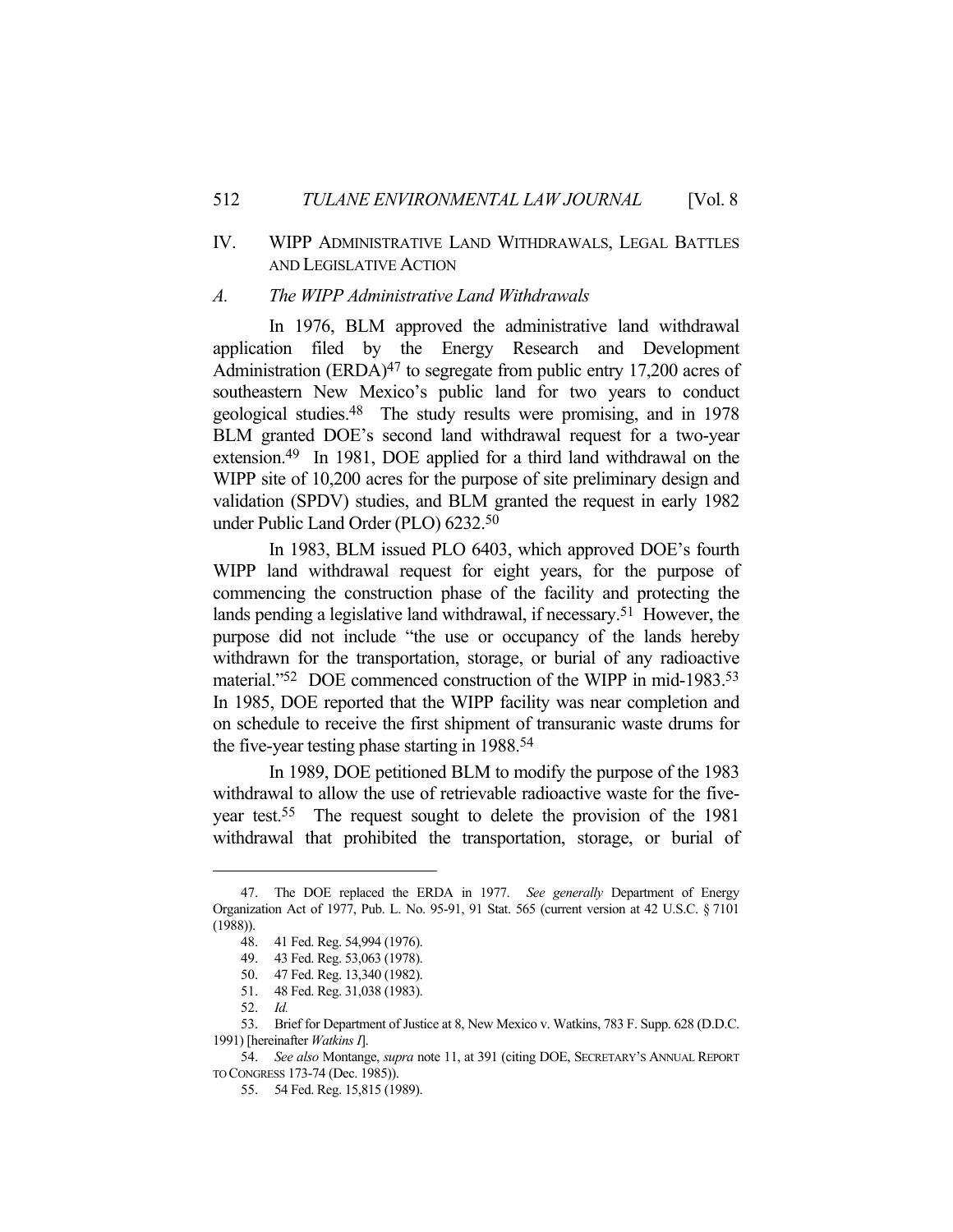## IV. WIPP Administrative Land Withdrawals, Legal Battles and Legislative Action

### *A. The WIPP Administrative Land Withdrawals*

In 1976, BLM approved the administrative land withdrawal application filed by the Energy Research and Development Administration (ERDA)[47] to segregate from public entry 17,200 acres of southeastern New Mexico's public land for two years to conduct geological studies.[48] The study results were promising, and in 1978 BLM granted DOE's second land withdrawal request for a two-year extension.[49] In 1981, DOE applied for a third land withdrawal on the WIPP site of 10,200 acres for the purpose of site preliminary design and validation (SPDV) studies, and BLM granted the request in early 1982 under Public Land Order (PLO) 6232.[50]

In 1983, BLM issued PLO 6403, which approved DOE's fourth WIPP land withdrawal request for eight years, for the purpose of commencing the construction phase of the facility and protecting the lands pending a legislative land withdrawal, if necessary.[51] However, the purpose did not include "the use or occupancy of the lands hereby withdrawn for the transportation, storage, or burial of any radioactive material."[52] DOE commenced construction of the WIPP in mid-1983.[53] In 1985, DOE reported that the WIPP facility was near completion and on schedule to receive the first shipment of transuranic waste drums for the five-year testing phase starting in 1988.[54]

In 1989, DOE petitioned BLM to modify the purpose of the 1983 withdrawal to allow the use of retrievable radioactive waste for the five-year test.[55] The request sought to delete the provision of the 1981 withdrawal that prohibited the transportation, storage, or burial of

---

47. The DOE replaced the ERDA in 1977. *See generally* Department of Energy Organization Act of 1977, Pub. L. No. 95-91, 91 Stat. 565 (current version at 42 U.S.C. § 7101 (1988)).

48. 41 Fed. Reg. 54,994 (1976).

49. 43 Fed. Reg. 53,063 (1978).

50. 47 Fed. Reg. 13,340 (1982).

51. 48 Fed. Reg. 31,038 (1983).

52. *Id.*

53. Brief for Department of Justice at 8, New Mexico v. Watkins, 783 F. Supp. 628 (D.D.C. 1991) [hereinafter *Watkins I*].

54. *See also* Montange, *supra* note 11, at 391 (citing DOE, SECRETARY'S ANNUAL REPORT TO CONGRESS 173-74 (Dec. 1985)).

55. 54 Fed. Reg. 15,815 (1989).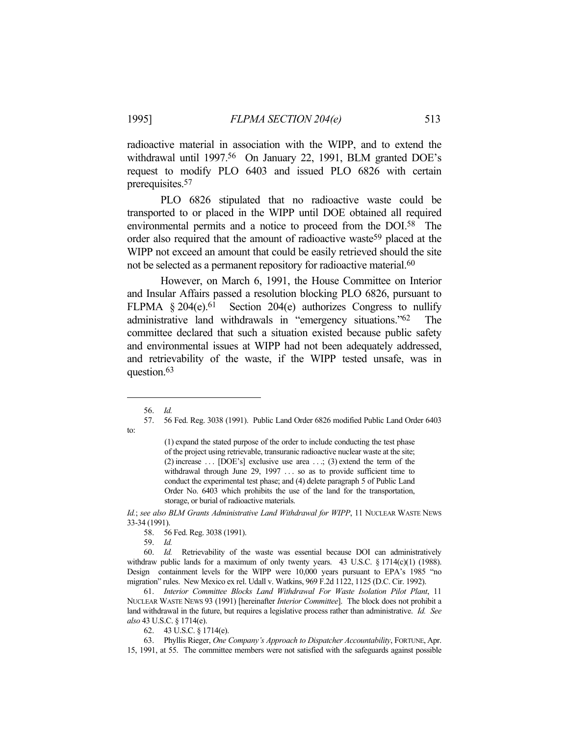radioactive material in association with the WIPP, and to extend the withdrawal until 1997.[56] On January 22, 1991, BLM granted DOE's request to modify PLO 6403 and issued PLO 6826 with certain prerequisites.[57]

PLO 6826 stipulated that no radioactive waste could be transported to or placed in the WIPP until DOE obtained all required environmental permits and a notice to proceed from the DOI.[58] The order also required that the amount of radioactive waste[59] placed at the WIPP not exceed an amount that could be easily retrieved should the site not be selected as a permanent repository for radioactive material.[60]

However, on March 6, 1991, the House Committee on Interior and Insular Affairs passed a resolution blocking PLO 6826, pursuant to FLPMA § 204(e).[61] Section 204(e) authorizes Congress to nullify administrative land withdrawals in "emergency situations."[62] The committee declared that such a situation existed because public safety and environmental issues at WIPP had not been adequately addressed, and retrievability of the waste, if the WIPP tested unsafe, was in question.[63]

---

56. *Id.*

57. 56 Fed. Reg. 3038 (1991). Public Land Order 6826 modified Public Land Order 6403 to:

> (1) expand the stated purpose of the order to include conducting the test phase of the project using retrievable, transuranic radioactive nuclear waste at the site; (2) increase . . . [DOE's] exclusive use area . . .; (3) extend the term of the withdrawal through June 29, 1997 . . . so as to provide sufficient time to conduct the experimental test phase; and (4) delete paragraph 5 of Public Land Order No. 6403 which prohibits the use of the land for the transportation, storage, or burial of radioactive materials.

*Id.*; *see also BLM Grants Administrative Land Withdrawal for WIPP*, 11 NUCLEAR WASTE NEWS 33-34 (1991).

58. 56 Fed. Reg. 3038 (1991).

59. *Id.*

60. *Id.* Retrievability of the waste was essential because DOI can administratively withdraw public lands for a maximum of only twenty years. 43 U.S.C. § 1714(c)(1) (1988). Design containment levels for the WIPP were 10,000 years pursuant to EPA's 1985 "no migration" rules. New Mexico ex rel. Udall v. Watkins, 969 F.2d 1122, 1125 (D.C. Cir. 1992).

61. *Interior Committee Blocks Land Withdrawal For Waste Isolation Pilot Plant*, 11 NUCLEAR WASTE NEWS 93 (1991) [hereinafter *Interior Committee*]. The block does not prohibit a land withdrawal in the future, but requires a legislative process rather than administrative. *Id. See also* 43 U.S.C. § 1714(e).

62. 43 U.S.C. § 1714(e).

63. Phyllis Rieger, *One Company's Approach to Dispatcher Accountability*, FORTUNE, Apr. 15, 1991, at 55. The committee members were not satisfied with the safeguards against possible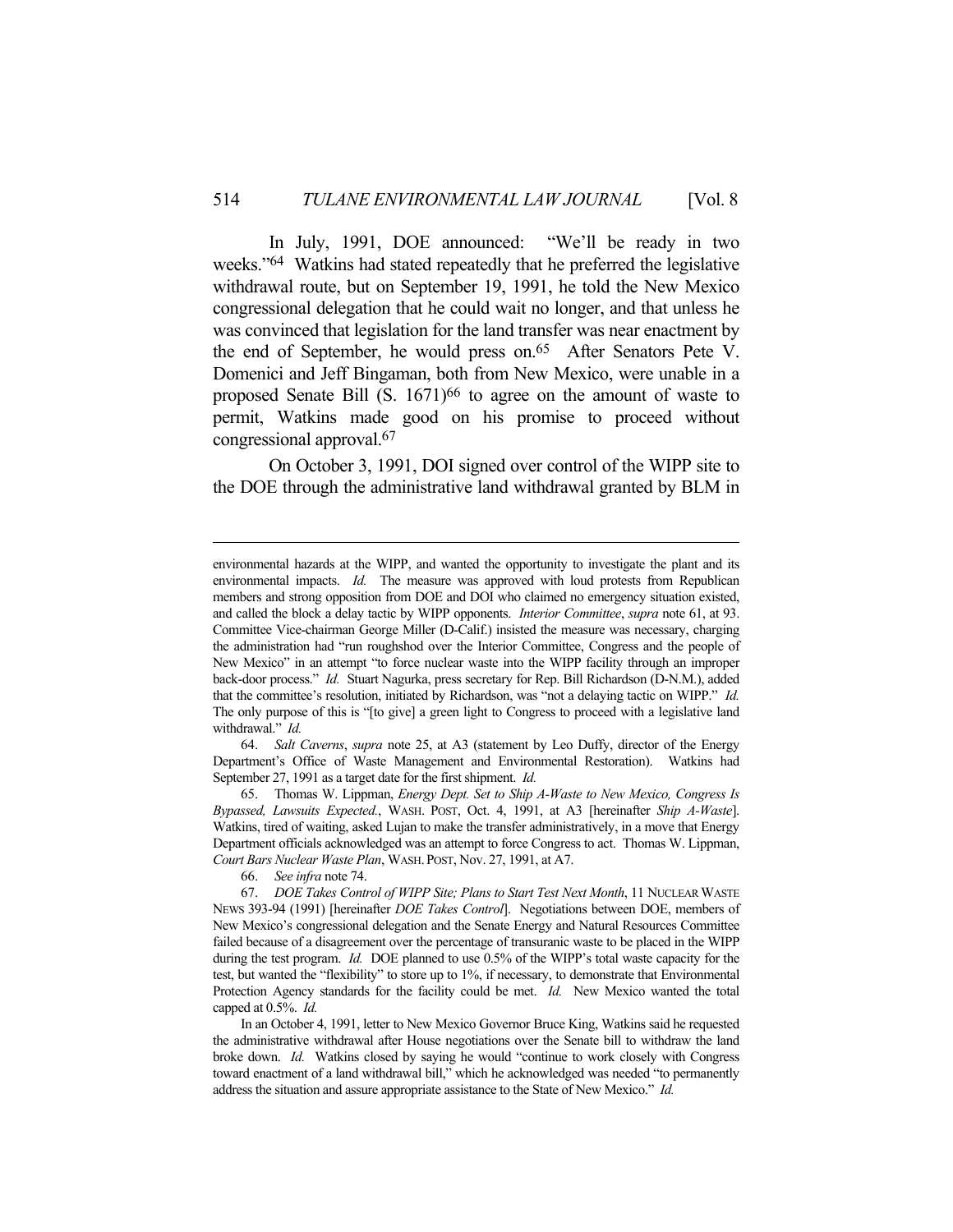In July, 1991, DOE announced: "We'll be ready in two weeks."[64] Watkins had stated repeatedly that he preferred the legislative withdrawal route, but on September 19, 1991, he told the New Mexico congressional delegation that he could wait no longer, and that unless he was convinced that legislation for the land transfer was near enactment by the end of September, he would press on.[65] After Senators Pete V. Domenici and Jeff Bingaman, both from New Mexico, were unable in a proposed Senate Bill (S. 1671)[66] to agree on the amount of waste to permit, Watkins made good on his promise to proceed without congressional approval.[67]

On October 3, 1991, DOI signed over control of the WIPP site to the DOE through the administrative land withdrawal granted by BLM in

---

environmental hazards at the WIPP, and wanted the opportunity to investigate the plant and its environmental impacts. *Id.* The measure was approved with loud protests from Republican members and strong opposition from DOE and DOI who claimed no emergency situation existed, and called the block a delay tactic by WIPP opponents. *Interior Committee*, *supra* note 61, at 93. Committee Vice-chairman George Miller (D-Calif.) insisted the measure was necessary, charging the administration had "run roughshod over the Interior Committee, Congress and the people of New Mexico" in an attempt "to force nuclear waste into the WIPP facility through an improper back-door process." *Id.* Stuart Nagurka, press secretary for Rep. Bill Richardson (D-N.M.), added that the committee's resolution, initiated by Richardson, was "not a delaying tactic on WIPP." *Id.* The only purpose of this is "[to give] a green light to Congress to proceed with a legislative land withdrawal." *Id.*

64. *Salt Caverns*, *supra* note 25, at A3 (statement by Leo Duffy, director of the Energy Department's Office of Waste Management and Environmental Restoration). Watkins had September 27, 1991 as a target date for the first shipment. *Id.*

65. Thomas W. Lippman, *Energy Dept. Set to Ship A-Waste to New Mexico, Congress Is Bypassed, Lawsuits Expected.*, WASH. POST, Oct. 4, 1991, at A3 [hereinafter *Ship A-Waste*]. Watkins, tired of waiting, asked Lujan to make the transfer administratively, in a move that Energy Department officials acknowledged was an attempt to force Congress to act. Thomas W. Lippman, *Court Bars Nuclear Waste Plan*, WASH. POST, Nov. 27, 1991, at A7.

66. *See infra* note 74.

67. *DOE Takes Control of WIPP Site; Plans to Start Test Next Month*, 11 NUCLEAR WASTE NEWS 393-94 (1991) [hereinafter *DOE Takes Control*]. Negotiations between DOE, members of New Mexico's congressional delegation and the Senate Energy and Natural Resources Committee failed because of a disagreement over the percentage of transuranic waste to be placed in the WIPP during the test program. *Id.* DOE planned to use 0.5% of the WIPP's total waste capacity for the test, but wanted the "flexibility" to store up to 1%, if necessary, to demonstrate that Environmental Protection Agency standards for the facility could be met. *Id.* New Mexico wanted the total capped at 0.5%. *Id.*

In an October 4, 1991, letter to New Mexico Governor Bruce King, Watkins said he requested the administrative withdrawal after House negotiations over the Senate bill to withdraw the land broke down. *Id.* Watkins closed by saying he would "continue to work closely with Congress toward enactment of a land withdrawal bill," which he acknowledged was needed "to permanently address the situation and assure appropriate assistance to the State of New Mexico." *Id.*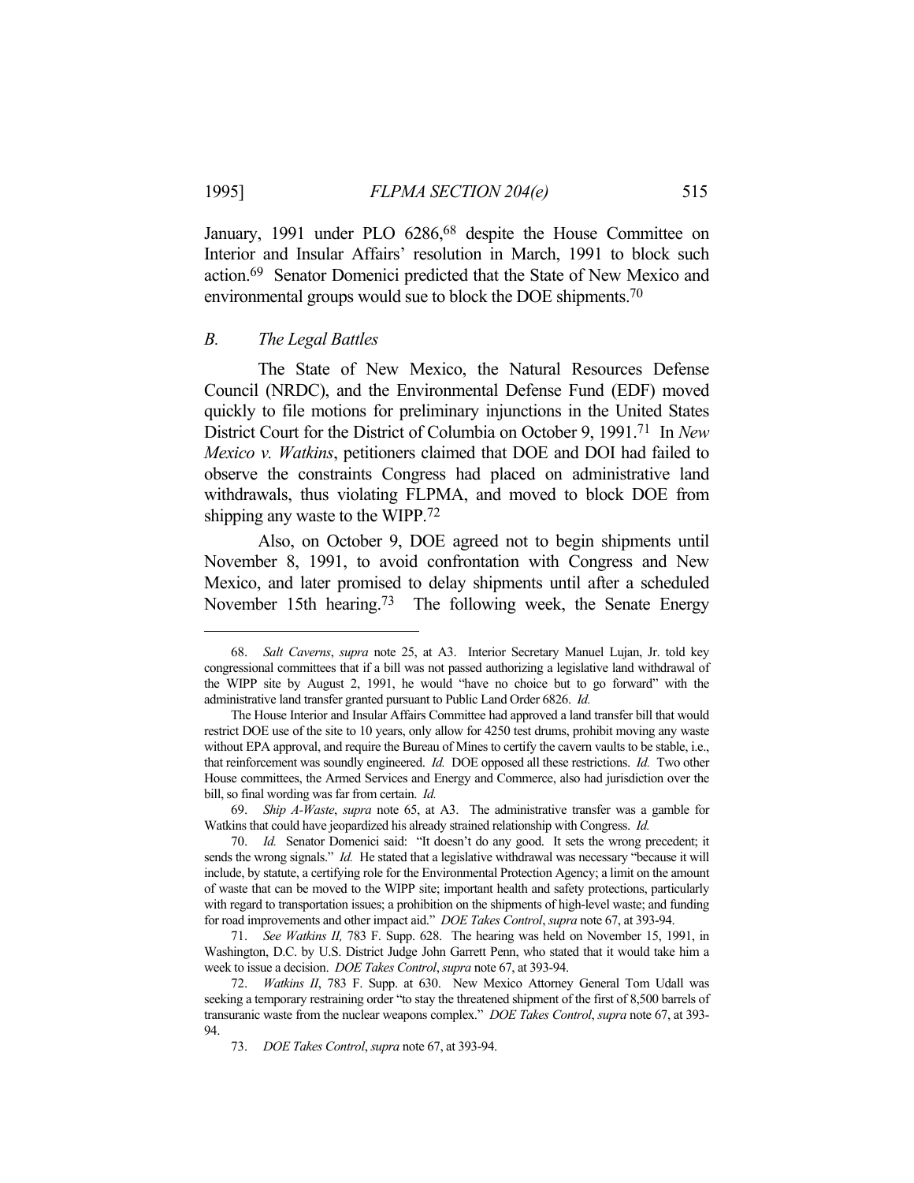January, 1991 under PLO 6286,[68] despite the House Committee on Interior and Insular Affairs' resolution in March, 1991 to block such action.[69] Senator Domenici predicted that the State of New Mexico and environmental groups would sue to block the DOE shipments.[70]

## *B. The Legal Battles*

The State of New Mexico, the Natural Resources Defense Council (NRDC), and the Environmental Defense Fund (EDF) moved quickly to file motions for preliminary injunctions in the United States District Court for the District of Columbia on October 9, 1991.[71] In *New Mexico v. Watkins*, petitioners claimed that DOE and DOI had failed to observe the constraints Congress had placed on administrative land withdrawals, thus violating FLPMA, and moved to block DOE from shipping any waste to the WIPP.[72]

Also, on October 9, DOE agreed not to begin shipments until November 8, 1991, to avoid confrontation with Congress and New Mexico, and later promised to delay shipments until after a scheduled November 15th hearing.[73] The following week, the Senate Energy

---

68. *Salt Caverns*, *supra* note 25, at A3. Interior Secretary Manuel Lujan, Jr. told key congressional committees that if a bill was not passed authorizing a legislative land withdrawal of the WIPP site by August 2, 1991, he would "have no choice but to go forward" with the administrative land transfer granted pursuant to Public Land Order 6826. *Id.*

The House Interior and Insular Affairs Committee had approved a land transfer bill that would restrict DOE use of the site to 10 years, only allow for 4250 test drums, prohibit moving any waste without EPA approval, and require the Bureau of Mines to certify the cavern vaults to be stable, i.e., that reinforcement was soundly engineered. *Id.* DOE opposed all these restrictions. *Id.* Two other House committees, the Armed Services and Energy and Commerce, also had jurisdiction over the bill, so final wording was far from certain. *Id.*

69. *Ship A-Waste*, *supra* note 65, at A3. The administrative transfer was a gamble for Watkins that could have jeopardized his already strained relationship with Congress. *Id.*

70. *Id.* Senator Domenici said: "It doesn't do any good. It sets the wrong precedent; it sends the wrong signals." *Id.* He stated that a legislative withdrawal was necessary "because it will include, by statute, a certifying role for the Environmental Protection Agency; a limit on the amount of waste that can be moved to the WIPP site; important health and safety protections, particularly with regard to transportation issues; a prohibition on the shipments of high-level waste; and funding for road improvements and other impact aid." *DOE Takes Control*, *supra* note 67, at 393-94.

71. *See Watkins II,* 783 F. Supp. 628. The hearing was held on November 15, 1991, in Washington, D.C. by U.S. District Judge John Garrett Penn, who stated that it would take him a week to issue a decision. *DOE Takes Control*, *supra* note 67, at 393-94.

72. *Watkins II*, 783 F. Supp. at 630. New Mexico Attorney General Tom Udall was seeking a temporary restraining order "to stay the threatened shipment of the first of 8,500 barrels of transuranic waste from the nuclear weapons complex." *DOE Takes Control*, *supra* note 67, at 393-94.

73. *DOE Takes Control*, *supra* note 67, at 393-94.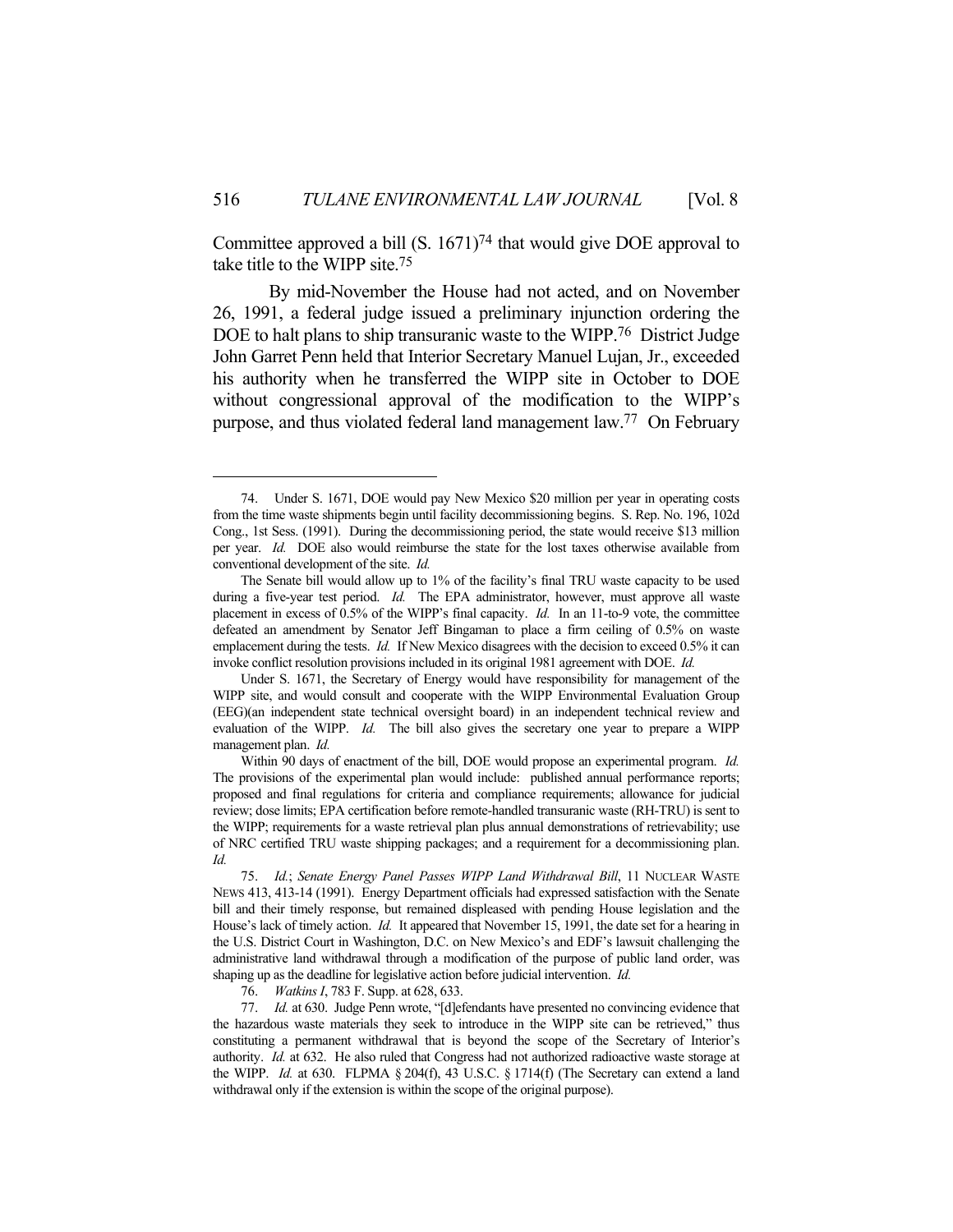Committee approved a bill (S. 1671)[74] that would give DOE approval to take title to the WIPP site.[75]

By mid-November the House had not acted, and on November 26, 1991, a federal judge issued a preliminary injunction ordering the DOE to halt plans to ship transuranic waste to the WIPP.[76] District Judge John Garret Penn held that Interior Secretary Manuel Lujan, Jr., exceeded his authority when he transferred the WIPP site in October to DOE without congressional approval of the modification to the WIPP's purpose, and thus violated federal land management law.[77] On February

---

74. Under S. 1671, DOE would pay New Mexico $20 million per year in operating costs from the time waste shipments begin until facility decommissioning begins. S. Rep. No. 196, 102d Cong., 1st Sess. (1991). During the decommissioning period, the state would receive $13 million per year. *Id.* DOE also would reimburse the state for the lost taxes otherwise available from conventional development of the site. *Id.*

The Senate bill would allow up to 1% of the facility's final TRU waste capacity to be used during a five-year test period. *Id.* The EPA administrator, however, must approve all waste placement in excess of 0.5% of the WIPP's final capacity. *Id.* In an 11-to-9 vote, the committee defeated an amendment by Senator Jeff Bingaman to place a firm ceiling of 0.5% on waste emplacement during the tests. *Id.* If New Mexico disagrees with the decision to exceed 0.5% it can invoke conflict resolution provisions included in its original 1981 agreement with DOE. *Id.*

Under S. 1671, the Secretary of Energy would have responsibility for management of the WIPP site, and would consult and cooperate with the WIPP Environmental Evaluation Group (EEG)(an independent state technical oversight board) in an independent technical review and evaluation of the WIPP. *Id.* The bill also gives the secretary one year to prepare a WIPP management plan. *Id.*

Within 90 days of enactment of the bill, DOE would propose an experimental program. *Id.* The provisions of the experimental plan would include: published annual performance reports; proposed and final regulations for criteria and compliance requirements; allowance for judicial review; dose limits; EPA certification before remote-handled transuranic waste (RH-TRU) is sent to the WIPP; requirements for a waste retrieval plan plus annual demonstrations of retrievability; use of NRC certified TRU waste shipping packages; and a requirement for a decommissioning plan. *Id.*

75. *Id.*; *Senate Energy Panel Passes WIPP Land Withdrawal Bill*, 11 NUCLEAR WASTE NEWS 413, 413-14 (1991). Energy Department officials had expressed satisfaction with the Senate bill and their timely response, but remained displeased with pending House legislation and the House's lack of timely action. *Id.* It appeared that November 15, 1991, the date set for a hearing in the U.S. District Court in Washington, D.C. on New Mexico's and EDF's lawsuit challenging the administrative land withdrawal through a modification of the purpose of public land order, was shaping up as the deadline for legislative action before judicial intervention. *Id.*

76. *Watkins I*, 783 F. Supp. at 628, 633.

77. *Id.* at 630. Judge Penn wrote, "[d]efendants have presented no convincing evidence that the hazardous waste materials they seek to introduce in the WIPP site can be retrieved," thus constituting a permanent withdrawal that is beyond the scope of the Secretary of Interior's authority. *Id.* at 632. He also ruled that Congress had not authorized radioactive waste storage at the WIPP. *Id.* at 630. FLPMA § 204(f), 43 U.S.C. § 1714(f) (The Secretary can extend a land withdrawal only if the extension is within the scope of the original purpose).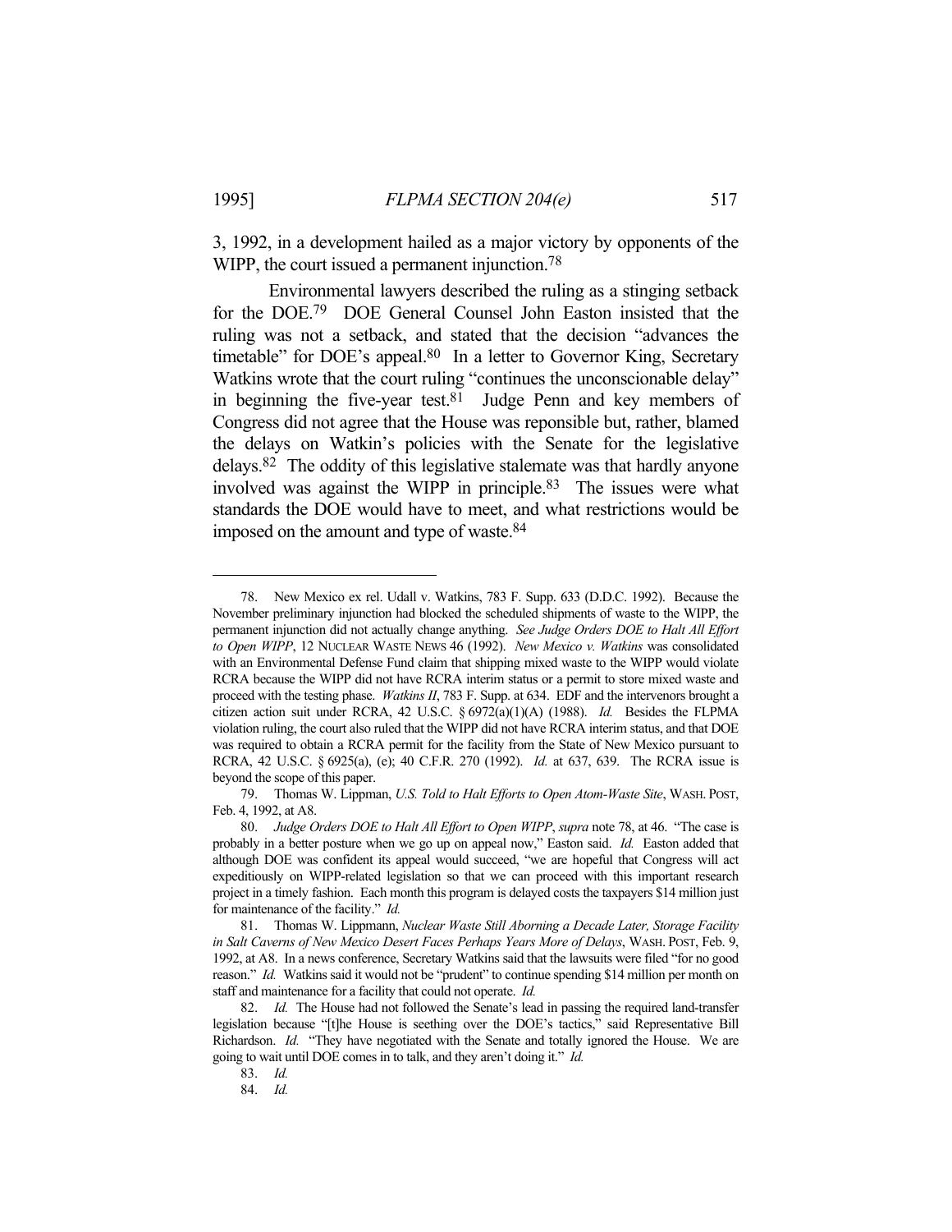3, 1992, in a development hailed as a major victory by opponents of the WIPP, the court issued a permanent injunction.[78]

Environmental lawyers described the ruling as a stinging setback for the DOE.[79] DOE General Counsel John Easton insisted that the ruling was not a setback, and stated that the decision "advances the timetable" for DOE's appeal.[80] In a letter to Governor King, Secretary Watkins wrote that the court ruling "continues the unconscionable delay" in beginning the five-year test.[81] Judge Penn and key members of Congress did not agree that the House was reponsible but, rather, blamed the delays on Watkin's policies with the Senate for the legislative delays.[82] The oddity of this legislative stalemate was that hardly anyone involved was against the WIPP in principle.[83] The issues were what standards the DOE would have to meet, and what restrictions would be imposed on the amount and type of waste.[84]

---

78. New Mexico ex rel. Udall v. Watkins, 783 F. Supp. 633 (D.D.C. 1992). Because the November preliminary injunction had blocked the scheduled shipments of waste to the WIPP, the permanent injunction did not actually change anything. *See Judge Orders DOE to Halt All Effort to Open WIPP*, 12 NUCLEAR WASTE NEWS 46 (1992). *New Mexico v. Watkins* was consolidated with an Environmental Defense Fund claim that shipping mixed waste to the WIPP would violate RCRA because the WIPP did not have RCRA interim status or a permit to store mixed waste and proceed with the testing phase. *Watkins II*, 783 F. Supp. at 634. EDF and the intervenors brought a citizen action suit under RCRA, 42 U.S.C. § 6972(a)(1)(A) (1988). *Id.* Besides the FLPMA violation ruling, the court also ruled that the WIPP did not have RCRA interim status, and that DOE was required to obtain a RCRA permit for the facility from the State of New Mexico pursuant to RCRA, 42 U.S.C. § 6925(a), (e); 40 C.F.R. 270 (1992). *Id.* at 637, 639. The RCRA issue is beyond the scope of this paper.

79. Thomas W. Lippman, *U.S. Told to Halt Efforts to Open Atom-Waste Site*, WASH. POST, Feb. 4, 1992, at A8.

80. *Judge Orders DOE to Halt All Effort to Open WIPP*, *supra* note 78, at 46. "The case is probably in a better posture when we go up on appeal now," Easton said. *Id.* Easton added that although DOE was confident its appeal would succeed, "we are hopeful that Congress will act expeditiously on WIPP-related legislation so that we can proceed with this important research project in a timely fashion. Each month this program is delayed costs the taxpayers $14 million just for maintenance of the facility." *Id.*

81. Thomas W. Lippmann, *Nuclear Waste Still Aborning a Decade Later, Storage Facility in Salt Caverns of New Mexico Desert Faces Perhaps Years More of Delays*, WASH. POST, Feb. 9, 1992, at A8. In a news conference, Secretary Watkins said that the lawsuits were filed "for no good reason." *Id.* Watkins said it would not be "prudent" to continue spending $14 million per month on staff and maintenance for a facility that could not operate. *Id.*

82. *Id.* The House had not followed the Senate's lead in passing the required land-transfer legislation because "[t]he House is seething over the DOE's tactics," said Representative Bill Richardson. *Id.* "They have negotiated with the Senate and totally ignored the House. We are going to wait until DOE comes in to talk, and they aren't doing it." *Id.*

83. *Id.*

84. *Id.*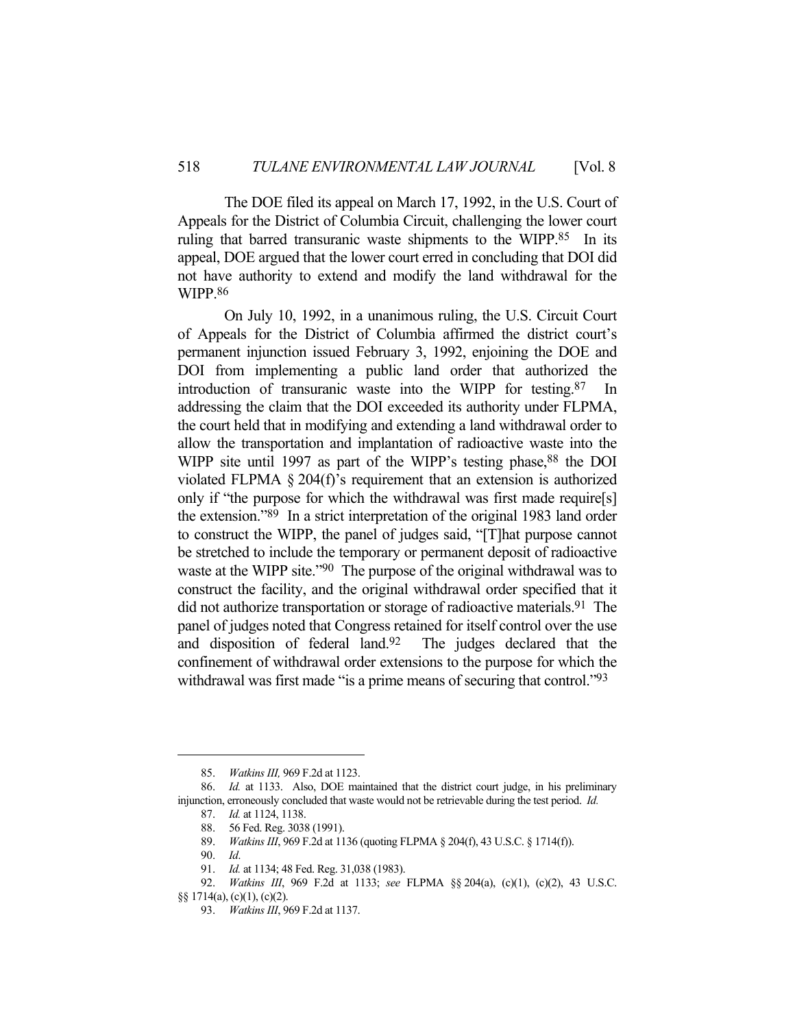The DOE filed its appeal on March 17, 1992, in the U.S. Court of Appeals for the District of Columbia Circuit, challenging the lower court ruling that barred transuranic waste shipments to the WIPP.[85] In its appeal, DOE argued that the lower court erred in concluding that DOI did not have authority to extend and modify the land withdrawal for the WIPP.[86]

On July 10, 1992, in a unanimous ruling, the U.S. Circuit Court of Appeals for the District of Columbia affirmed the district court's permanent injunction issued February 3, 1992, enjoining the DOE and DOI from implementing a public land order that authorized the introduction of transuranic waste into the WIPP for testing.[87] In addressing the claim that the DOI exceeded its authority under FLPMA, the court held that in modifying and extending a land withdrawal order to allow the transportation and implantation of radioactive waste into the WIPP site until 1997 as part of the WIPP's testing phase,[88] the DOI violated FLPMA § 204(f)'s requirement that an extension is authorized only if "the purpose for which the withdrawal was first made require[s] the extension."[89] In a strict interpretation of the original 1983 land order to construct the WIPP, the panel of judges said, "[T]hat purpose cannot be stretched to include the temporary or permanent deposit of radioactive waste at the WIPP site."[90] The purpose of the original withdrawal was to construct the facility, and the original withdrawal order specified that it did not authorize transportation or storage of radioactive materials.[91] The panel of judges noted that Congress retained for itself control over the use and disposition of federal land.[92] The judges declared that the confinement of withdrawal order extensions to the purpose for which the withdrawal was first made "is a prime means of securing that control."[93]

---

85. *Watkins III,* 969 F.2d at 1123.

86. *Id.* at 1133. Also, DOE maintained that the district court judge, in his preliminary injunction, erroneously concluded that waste would not be retrievable during the test period. *Id.*

87. *Id.* at 1124, 1138.

88. 56 Fed. Reg. 3038 (1991).

89. *Watkins III*, 969 F.2d at 1136 (quoting FLPMA § 204(f), 43 U.S.C. § 1714(f)).

90. *Id*.

91. *Id.* at 1134; 48 Fed. Reg. 31,038 (1983).

92. *Watkins III*, 969 F.2d at 1133; *see* FLPMA §§ 204(a), (c)(1), (c)(2), 43 U.S.C. §§ 1714(a), (c)(1), (c)(2).

93. *Watkins III*, 969 F.2d at 1137.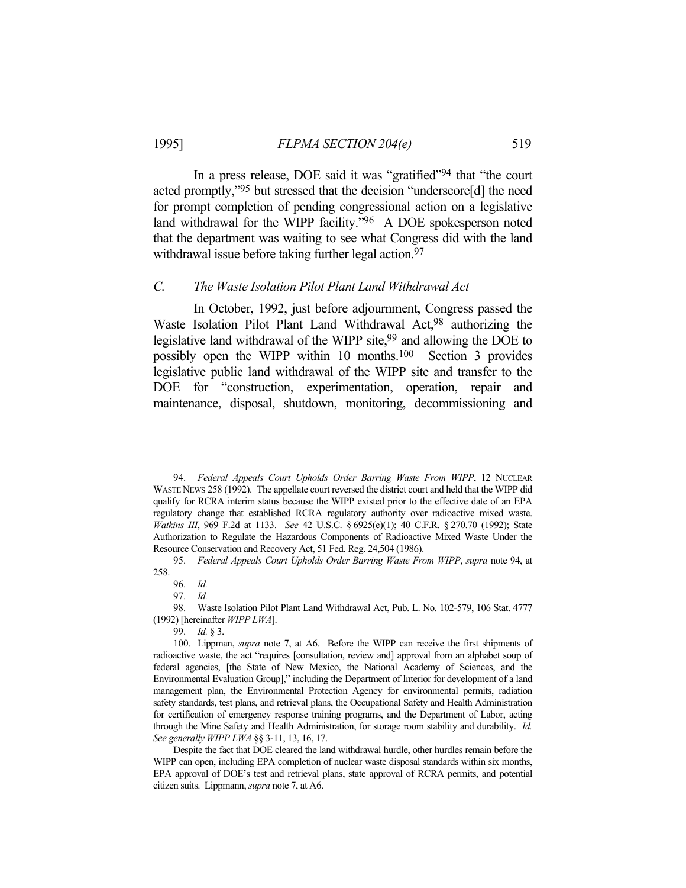In a press release, DOE said it was "gratified"[94] that "the court acted promptly,"[95] but stressed that the decision "underscore[d] the need for prompt completion of pending congressional action on a legislative land withdrawal for the WIPP facility."[96] A DOE spokesperson noted that the department was waiting to see what Congress did with the land withdrawal issue before taking further legal action.[97]

### *C. The Waste Isolation Pilot Plant Land Withdrawal Act*

In October, 1992, just before adjournment, Congress passed the Waste Isolation Pilot Plant Land Withdrawal Act,[98] authorizing the legislative land withdrawal of the WIPP site,[99] and allowing the DOE to possibly open the WIPP within 10 months.[100] Section 3 provides legislative public land withdrawal of the WIPP site and transfer to the DOE for "construction, experimentation, operation, repair and maintenance, disposal, shutdown, monitoring, decommissioning and

---

94. *Federal Appeals Court Upholds Order Barring Waste From WIPP*, 12 NUCLEAR WASTE NEWS 258 (1992). The appellate court reversed the district court and held that the WIPP did qualify for RCRA interim status because the WIPP existed prior to the effective date of an EPA regulatory change that established RCRA regulatory authority over radioactive mixed waste. *Watkins III*, 969 F.2d at 1133. *See* 42 U.S.C. § 6925(e)(1); 40 C.F.R. § 270.70 (1992); State Authorization to Regulate the Hazardous Components of Radioactive Mixed Waste Under the Resource Conservation and Recovery Act, 51 Fed. Reg. 24,504 (1986).

95. *Federal Appeals Court Upholds Order Barring Waste From WIPP*, *supra* note 94, at 258.

96. *Id.*

97. *Id.*

98. Waste Isolation Pilot Plant Land Withdrawal Act, Pub. L. No. 102-579, 106 Stat. 4777 (1992) [hereinafter *WIPP LWA*].

99. *Id.* § 3.

100. Lippman, *supra* note 7, at A6. Before the WIPP can receive the first shipments of radioactive waste, the act "requires [consultation, review and] approval from an alphabet soup of federal agencies, [the State of New Mexico, the National Academy of Sciences, and the Environmental Evaluation Group]," including the Department of Interior for development of a land management plan, the Environmental Protection Agency for environmental permits, radiation safety standards, test plans, and retrieval plans, the Occupational Safety and Health Administration for certification of emergency response training programs, and the Department of Labor, acting through the Mine Safety and Health Administration, for storage room stability and durability. *Id. See generally WIPP LWA* §§ 3-11, 13, 16, 17.

Despite the fact that DOE cleared the land withdrawal hurdle, other hurdles remain before the WIPP can open, including EPA completion of nuclear waste disposal standards within six months, EPA approval of DOE's test and retrieval plans, state approval of RCRA permits, and potential citizen suits. Lippmann, *supra* note 7, at A6.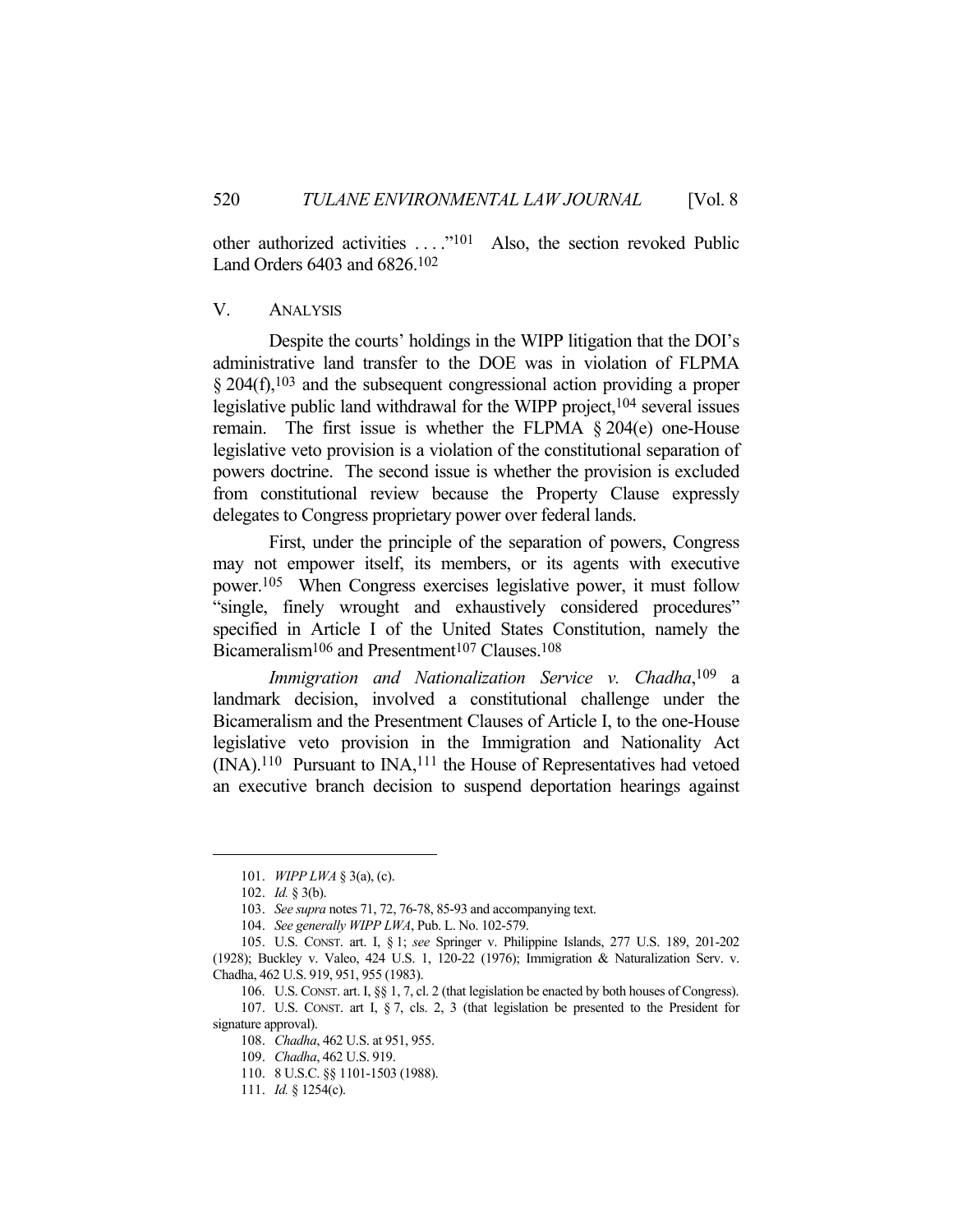other authorized activities . . . ."[101] Also, the section revoked Public Land Orders 6403 and 6826.[102]

## V. ANALYSIS

Despite the courts' holdings in the WIPP litigation that the DOI's administrative land transfer to the DOE was in violation of FLPMA § 204(f),[103] and the subsequent congressional action providing a proper legislative public land withdrawal for the WIPP project,[104] several issues remain. The first issue is whether the FLPMA § 204(e) one-House legislative veto provision is a violation of the constitutional separation of powers doctrine. The second issue is whether the provision is excluded from constitutional review because the Property Clause expressly delegates to Congress proprietary power over federal lands.

First, under the principle of the separation of powers, Congress may not empower itself, its members, or its agents with executive power.[105] When Congress exercises legislative power, it must follow "single, finely wrought and exhaustively considered procedures" specified in Article I of the United States Constitution, namely the Bicameralism[106] and Presentment[107] Clauses.[108]

*Immigration and Nationalization Service v. Chadha*,[109] a landmark decision, involved a constitutional challenge under the Bicameralism and the Presentment Clauses of Article I, to the one-House legislative veto provision in the Immigration and Nationality Act (INA).[110] Pursuant to INA,[111] the House of Representatives had vetoed an executive branch decision to suspend deportation hearings against

---

101. *WIPP LWA* § 3(a), (c).

102. *Id.* § 3(b).

103. *See supra* notes 71, 72, 76-78, 85-93 and accompanying text.

104. *See generally WIPP LWA*, Pub. L. No. 102-579.

105. U.S. CONST. art. I, § 1; *see* Springer v. Philippine Islands, 277 U.S. 189, 201-202 (1928); Buckley v. Valeo, 424 U.S. 1, 120-22 (1976); Immigration & Naturalization Serv. v. Chadha, 462 U.S. 919, 951, 955 (1983).

106. U.S. CONST. art. I, §§ 1, 7, cl. 2 (that legislation be enacted by both houses of Congress).

107. U.S. CONST. art I, § 7, cls. 2, 3 (that legislation be presented to the President for signature approval).

108. *Chadha*, 462 U.S. at 951, 955.

109. *Chadha*, 462 U.S. 919.

110. 8 U.S.C. §§ 1101-1503 (1988).

111. *Id.* § 1254(c).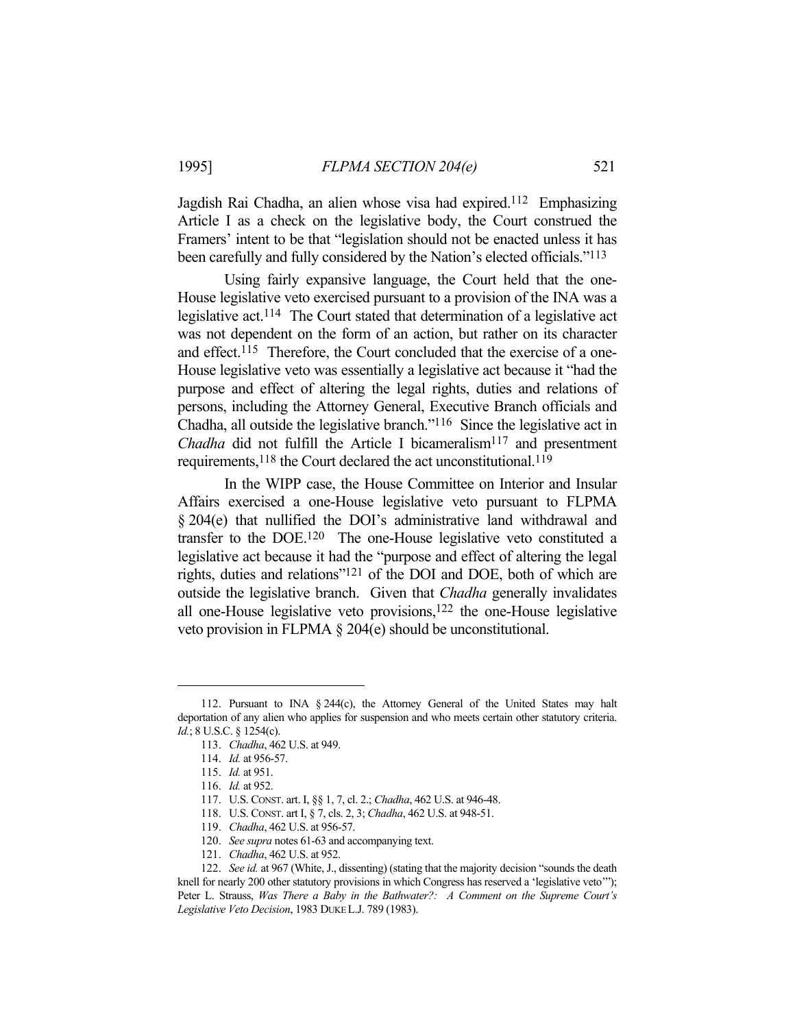Jagdish Rai Chadha, an alien whose visa had expired.[112] Emphasizing Article I as a check on the legislative body, the Court construed the Framers' intent to be that "legislation should not be enacted unless it has been carefully and fully considered by the Nation's elected officials."[113]

Using fairly expansive language, the Court held that the one-House legislative veto exercised pursuant to a provision of the INA was a legislative act.[114] The Court stated that determination of a legislative act was not dependent on the form of an action, but rather on its character and effect.[115] Therefore, the Court concluded that the exercise of a one-House legislative veto was essentially a legislative act because it "had the purpose and effect of altering the legal rights, duties and relations of persons, including the Attorney General, Executive Branch officials and Chadha, all outside the legislative branch."[116] Since the legislative act in *Chadha* did not fulfill the Article I bicameralism[117] and presentment requirements,[118] the Court declared the act unconstitutional.[119]

In the WIPP case, the House Committee on Interior and Insular Affairs exercised a one-House legislative veto pursuant to FLPMA § 204(e) that nullified the DOI's administrative land withdrawal and transfer to the DOE.[120] The one-House legislative veto constituted a legislative act because it had the "purpose and effect of altering the legal rights, duties and relations"[121] of the DOI and DOE, both of which are outside the legislative branch. Given that *Chadha* generally invalidates all one-House legislative veto provisions,[122] the one-House legislative veto provision in FLPMA § 204(e) should be unconstitutional.

---

112. Pursuant to INA § 244(c), the Attorney General of the United States may halt deportation of any alien who applies for suspension and who meets certain other statutory criteria. *Id.*; 8 U.S.C. § 1254(c).

113. *Chadha*, 462 U.S. at 949.

114. *Id.* at 956-57.

115. *Id.* at 951.

116. *Id.* at 952.

117. U.S. CONST. art. I, §§ 1, 7, cl. 2.; *Chadha*, 462 U.S. at 946-48.

118. U.S. CONST. art I, § 7, cls. 2, 3; *Chadha*, 462 U.S. at 948-51.

119. *Chadha*, 462 U.S. at 956-57.

120. *See supra* notes 61-63 and accompanying text.

121. *Chadha*, 462 U.S. at 952.

122. *See id.* at 967 (White, J., dissenting) (stating that the majority decision "sounds the death knell for nearly 200 other statutory provisions in which Congress has reserved a 'legislative veto'"); Peter L. Strauss, *Was There a Baby in the Bathwater?: A Comment on the Supreme Court's Legislative Veto Decision*, 1983 DUKE L.J. 789 (1983).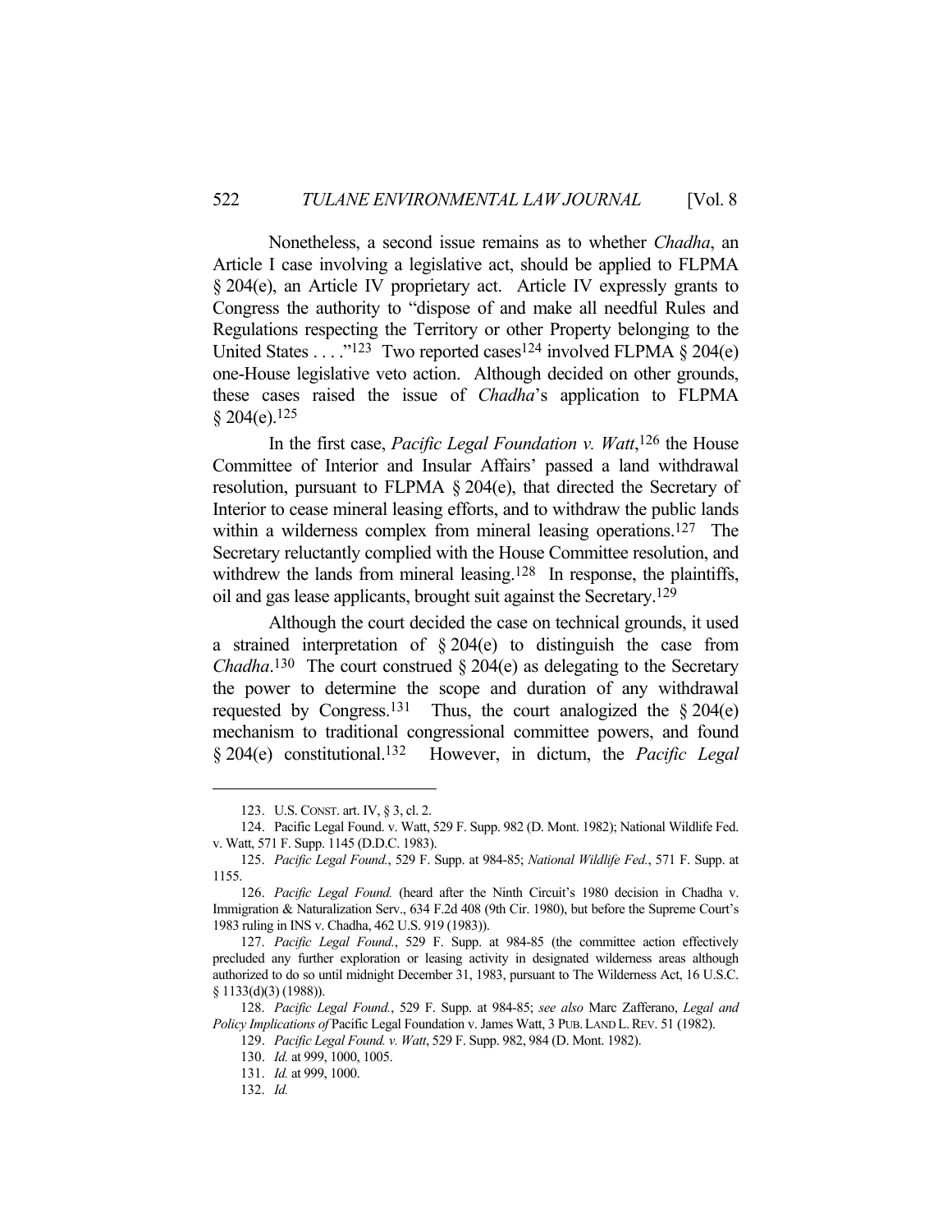Nonetheless, a second issue remains as to whether *Chadha*, an Article I case involving a legislative act, should be applied to FLPMA § 204(e), an Article IV proprietary act. Article IV expressly grants to Congress the authority to "dispose of and make all needful Rules and Regulations respecting the Territory or other Property belonging to the United States . . . ."[123] Two reported cases[124] involved FLPMA § 204(e) one-House legislative veto action. Although decided on other grounds, these cases raised the issue of *Chadha*'s application to FLPMA § 204(e).[125]

In the first case, *Pacific Legal Foundation v. Watt*,[126] the House Committee of Interior and Insular Affairs' passed a land withdrawal resolution, pursuant to FLPMA § 204(e), that directed the Secretary of Interior to cease mineral leasing efforts, and to withdraw the public lands within a wilderness complex from mineral leasing operations.[127] The Secretary reluctantly complied with the House Committee resolution, and withdrew the lands from mineral leasing.[128] In response, the plaintiffs, oil and gas lease applicants, brought suit against the Secretary.[129]

Although the court decided the case on technical grounds, it used a strained interpretation of § 204(e) to distinguish the case from *Chadha*.[130] The court construed § 204(e) as delegating to the Secretary the power to determine the scope and duration of any withdrawal requested by Congress.[131] Thus, the court analogized the § 204(e) mechanism to traditional congressional committee powers, and found § 204(e) constitutional.[132] However, in dictum, the *Pacific Legal*

---

123. U.S. CONST. art. IV, § 3, cl. 2.

124. Pacific Legal Found. v. Watt, 529 F. Supp. 982 (D. Mont. 1982); National Wildlife Fed. v. Watt, 571 F. Supp. 1145 (D.D.C. 1983).

125. *Pacific Legal Found.*, 529 F. Supp. at 984-85; *National Wildlife Fed.*, 571 F. Supp. at 1155.

126. *Pacific Legal Found.* (heard after the Ninth Circuit's 1980 decision in Chadha v. Immigration & Naturalization Serv., 634 F.2d 408 (9th Cir. 1980), but before the Supreme Court's 1983 ruling in INS v. Chadha, 462 U.S. 919 (1983)).

127. *Pacific Legal Found.*, 529 F. Supp. at 984-85 (the committee action effectively precluded any further exploration or leasing activity in designated wilderness areas although authorized to do so until midnight December 31, 1983, pursuant to The Wilderness Act, 16 U.S.C. § 1133(d)(3) (1988)).

128. *Pacific Legal Found.*, 529 F. Supp. at 984-85; *see also* Marc Zafferano, *Legal and Policy Implications of* Pacific Legal Foundation v. James Watt, 3 PUB. LAND L. REV. 51 (1982).

129. *Pacific Legal Found. v. Watt*, 529 F. Supp. 982, 984 (D. Mont. 1982).

130. *Id.* at 999, 1000, 1005.

131. *Id.* at 999, 1000.

132. *Id.*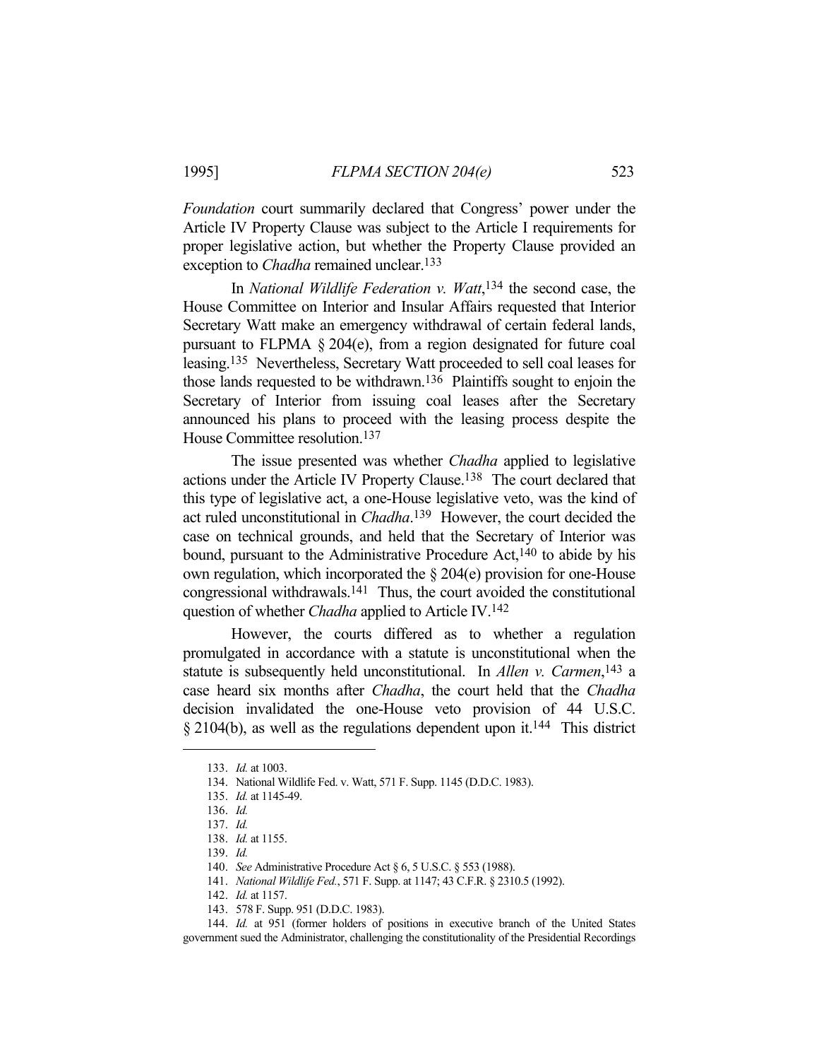*Foundation* court summarily declared that Congress' power under the Article IV Property Clause was subject to the Article I requirements for proper legislative action, but whether the Property Clause provided an exception to *Chadha* remained unclear.[133]

In *National Wildlife Federation v. Watt*,[134] the second case, the House Committee on Interior and Insular Affairs requested that Interior Secretary Watt make an emergency withdrawal of certain federal lands, pursuant to FLPMA § 204(e), from a region designated for future coal leasing.[135] Nevertheless, Secretary Watt proceeded to sell coal leases for those lands requested to be withdrawn.[136] Plaintiffs sought to enjoin the Secretary of Interior from issuing coal leases after the Secretary announced his plans to proceed with the leasing process despite the House Committee resolution.[137]

The issue presented was whether *Chadha* applied to legislative actions under the Article IV Property Clause.[138] The court declared that this type of legislative act, a one-House legislative veto, was the kind of act ruled unconstitutional in *Chadha*.[139] However, the court decided the case on technical grounds, and held that the Secretary of Interior was bound, pursuant to the Administrative Procedure Act,[140] to abide by his own regulation, which incorporated the § 204(e) provision for one-House congressional withdrawals.[141] Thus, the court avoided the constitutional question of whether *Chadha* applied to Article IV.[142]

However, the courts differed as to whether a regulation promulgated in accordance with a statute is unconstitutional when the statute is subsequently held unconstitutional. In *Allen v. Carmen*,[143] a case heard six months after *Chadha*, the court held that the *Chadha* decision invalidated the one-House veto provision of 44 U.S.C. § 2104(b), as well as the regulations dependent upon it.[144] This district

---

133. *Id.* at 1003.

134. National Wildlife Fed. v. Watt, 571 F. Supp. 1145 (D.D.C. 1983).

135. *Id.* at 1145-49.

136. *Id.*

137. *Id.*

138. *Id.* at 1155.

139. *Id.*

140. *See* Administrative Procedure Act § 6, 5 U.S.C. § 553 (1988).

141. *National Wildlife Fed.*, 571 F. Supp. at 1147; 43 C.F.R. § 2310.5 (1992).

142. *Id.* at 1157.

143. 578 F. Supp. 951 (D.D.C. 1983).

144. *Id.* at 951 (former holders of positions in executive branch of the United States government sued the Administrator, challenging the constitutionality of the Presidential Recordings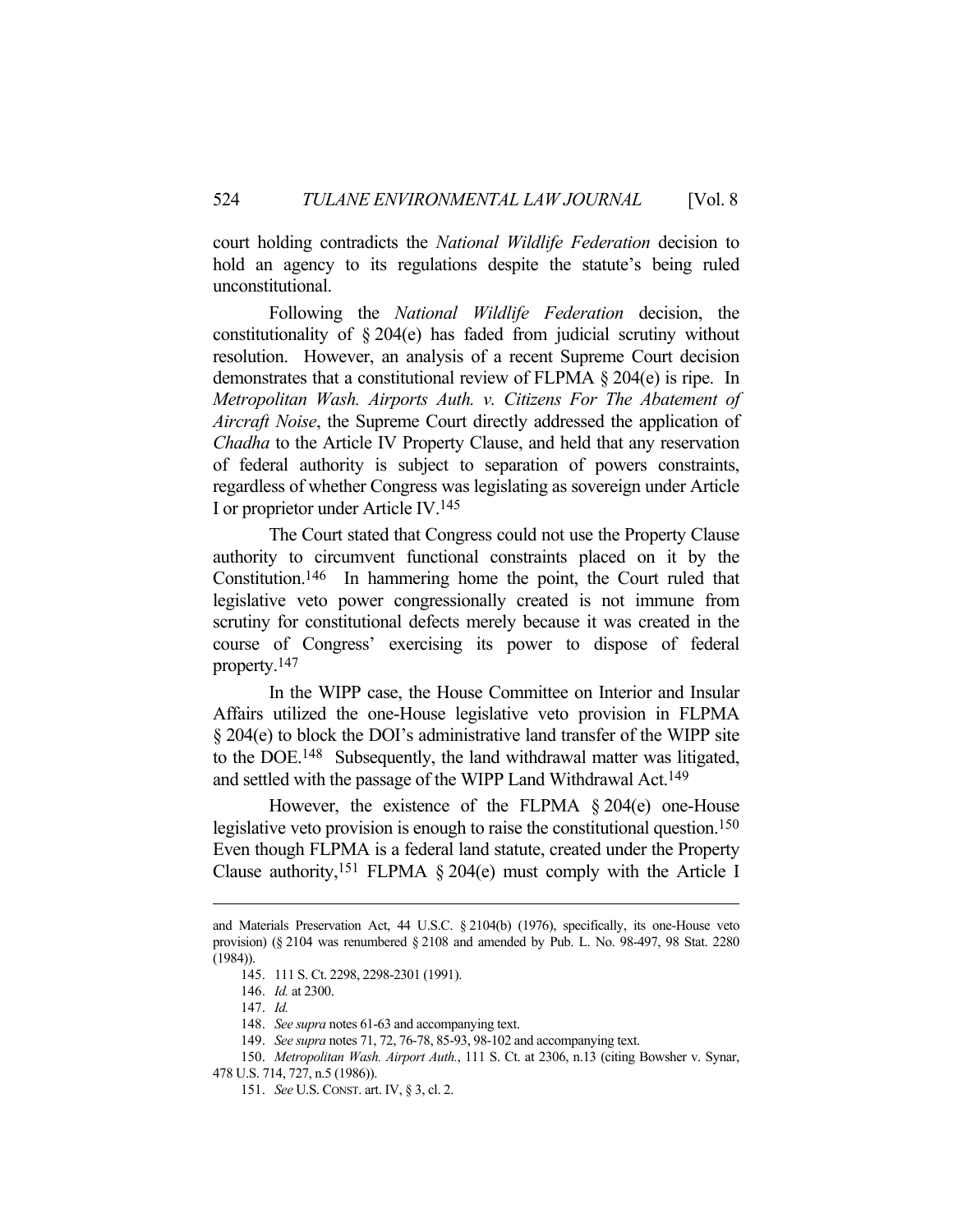court holding contradicts the *National Wildlife Federation* decision to hold an agency to its regulations despite the statute's being ruled unconstitutional.

Following the *National Wildlife Federation* decision, the constitutionality of § 204(e) has faded from judicial scrutiny without resolution. However, an analysis of a recent Supreme Court decision demonstrates that a constitutional review of FLPMA § 204(e) is ripe. In *Metropolitan Wash. Airports Auth. v. Citizens For The Abatement of Aircraft Noise*, the Supreme Court directly addressed the application of *Chadha* to the Article IV Property Clause, and held that any reservation of federal authority is subject to separation of powers constraints, regardless of whether Congress was legislating as sovereign under Article I or proprietor under Article IV.[145]

The Court stated that Congress could not use the Property Clause authority to circumvent functional constraints placed on it by the Constitution.[146] In hammering home the point, the Court ruled that legislative veto power congressionally created is not immune from scrutiny for constitutional defects merely because it was created in the course of Congress' exercising its power to dispose of federal property.[147]

In the WIPP case, the House Committee on Interior and Insular Affairs utilized the one-House legislative veto provision in FLPMA § 204(e) to block the DOI's administrative land transfer of the WIPP site to the DOE.[148] Subsequently, the land withdrawal matter was litigated, and settled with the passage of the WIPP Land Withdrawal Act.[149]

However, the existence of the FLPMA § 204(e) one-House legislative veto provision is enough to raise the constitutional question.[150] Even though FLPMA is a federal land statute, created under the Property Clause authority,[151] FLPMA § 204(e) must comply with the Article I

---

and Materials Preservation Act, 44 U.S.C. § 2104(b) (1976), specifically, its one-House veto provision) (§ 2104 was renumbered § 2108 and amended by Pub. L. No. 98-497, 98 Stat. 2280 (1984)).

145. 111 S. Ct. 2298, 2298-2301 (1991).

146. *Id.* at 2300.

147. *Id.*

148. *See supra* notes 61-63 and accompanying text.

149. *See supra* notes 71, 72, 76-78, 85-93, 98-102 and accompanying text.

150. *Metropolitan Wash. Airport Auth.*, 111 S. Ct. at 2306, n.13 (citing Bowsher v. Synar, 478 U.S. 714, 727, n.5 (1986)).

151. *See* U.S. CONST. art. IV, § 3, cl. 2.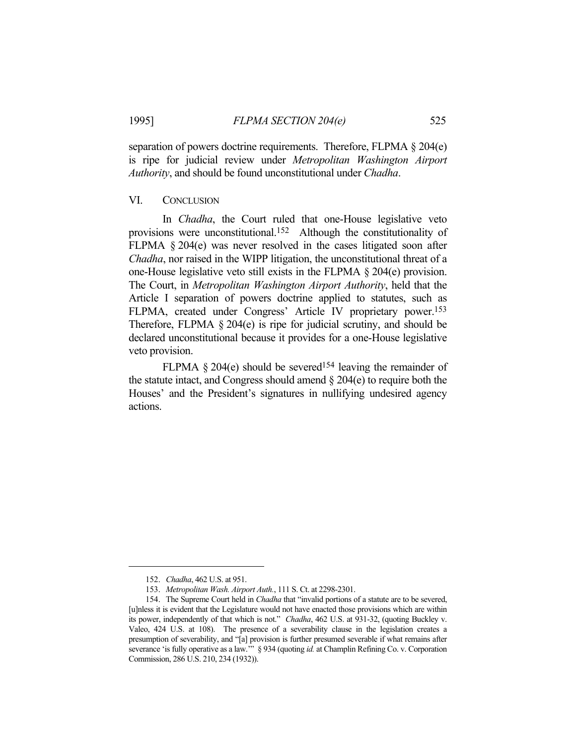separation of powers doctrine requirements. Therefore, FLPMA § 204(e) is ripe for judicial review under *Metropolitan Washington Airport Authority*, and should be found unconstitutional under *Chadha*.

## VI. CONCLUSION

In *Chadha*, the Court ruled that one-House legislative veto provisions were unconstitutional.[152] Although the constitutionality of FLPMA § 204(e) was never resolved in the cases litigated soon after *Chadha*, nor raised in the WIPP litigation, the unconstitutional threat of a one-House legislative veto still exists in the FLPMA § 204(e) provision. The Court, in *Metropolitan Washington Airport Authority*, held that the Article I separation of powers doctrine applied to statutes, such as FLPMA, created under Congress' Article IV proprietary power.[153] Therefore, FLPMA § 204(e) is ripe for judicial scrutiny, and should be declared unconstitutional because it provides for a one-House legislative veto provision.

FLPMA § 204(e) should be severed[154] leaving the remainder of the statute intact, and Congress should amend § 204(e) to require both the Houses' and the President's signatures in nullifying undesired agency actions.

---

152. *Chadha*, 462 U.S. at 951.

153. *Metropolitan Wash. Airport Auth.*, 111 S. Ct. at 2298-2301.

154. The Supreme Court held in *Chadha* that "invalid portions of a statute are to be severed, [u]nless it is evident that the Legislature would not have enacted those provisions which are within its power, independently of that which is not." *Chadha*, 462 U.S. at 931-32, (quoting Buckley v. Valeo, 424 U.S. at 108). The presence of a severability clause in the legislation creates a presumption of severability, and "[a] provision is further presumed severable if what remains after severance 'is fully operative as a law.'" § 934 (quoting *id.* at Champlin Refining Co. v. Corporation Commission, 286 U.S. 210, 234 (1932)).